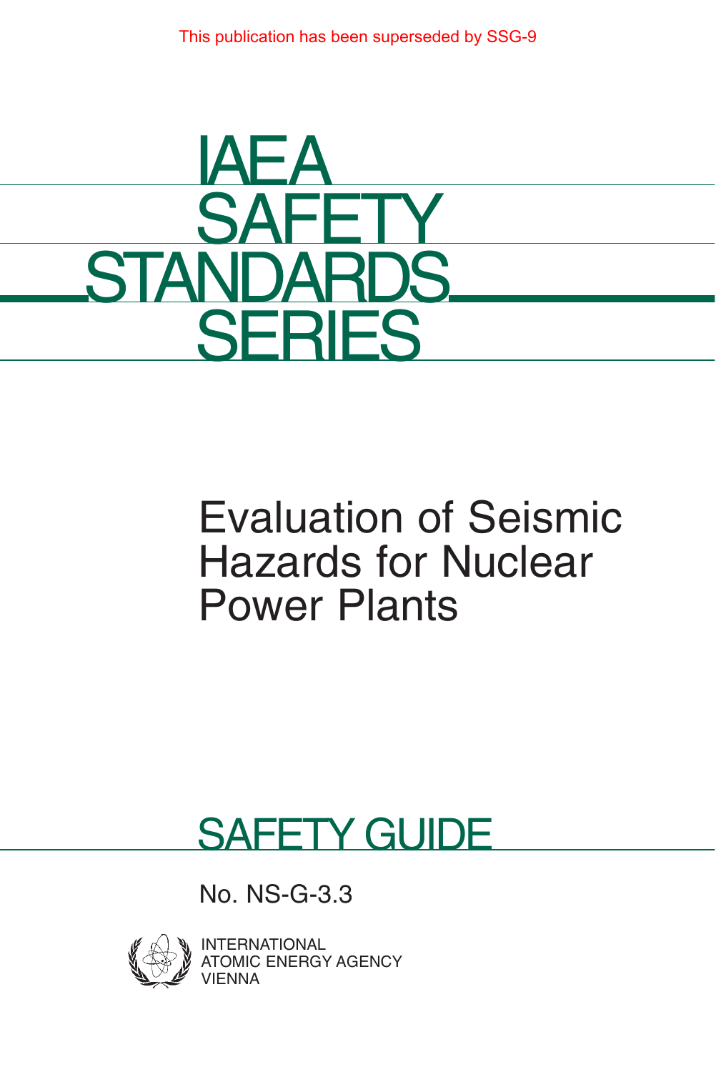This publication has been superseded by SSG-9

# IAEA SAFETY STANDARDS SERIES

# Evaluation of Seismic Hazards for Nuclear Power Plants

## SAFETY GUIDE

No. NS-G-3.3

INTERNATIONAL
ATOMIC ENERGY AGENCY
VIENNA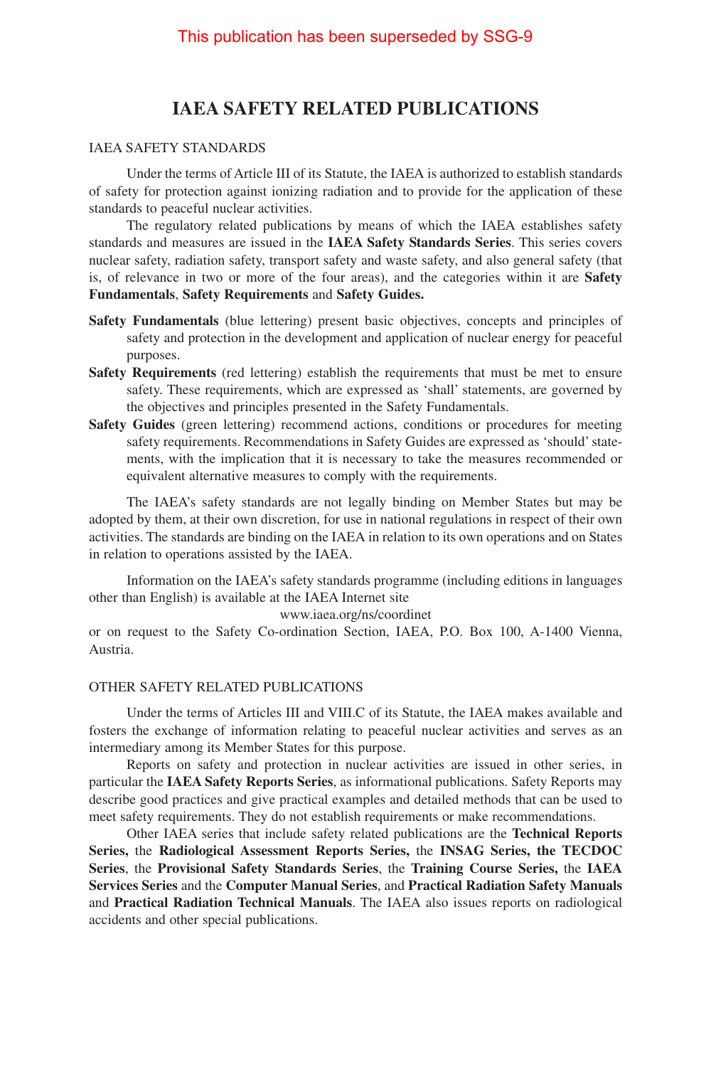This publication has been superseded by SSG-9

# IAEA SAFETY RELATED PUBLICATIONS

## IAEA SAFETY STANDARDS

Under the terms of Article III of its Statute, the IAEA is authorized to establish standards of safety for protection against ionizing radiation and to provide for the application of these standards to peaceful nuclear activities.

The regulatory related publications by means of which the IAEA establishes safety standards and measures are issued in the **IAEA Safety Standards Series**. This series covers nuclear safety, radiation safety, transport safety and waste safety, and also general safety (that is, of relevance in two or more of the four areas), and the categories within it are **Safety Fundamentals**, **Safety Requirements** and **Safety Guides.**

**Safety Fundamentals** (blue lettering) present basic objectives, concepts and principles of safety and protection in the development and application of nuclear energy for peaceful purposes.

**Safety Requirements** (red lettering) establish the requirements that must be met to ensure safety. These requirements, which are expressed as 'shall' statements, are governed by the objectives and principles presented in the Safety Fundamentals.

**Safety Guides** (green lettering) recommend actions, conditions or procedures for meeting safety requirements. Recommendations in Safety Guides are expressed as 'should' statements, with the implication that it is necessary to take the measures recommended or equivalent alternative measures to comply with the requirements.

The IAEA's safety standards are not legally binding on Member States but may be adopted by them, at their own discretion, for use in national regulations in respect of their own activities. The standards are binding on the IAEA in relation to its own operations and on States in relation to operations assisted by the IAEA.

Information on the IAEA's safety standards programme (including editions in languages other than English) is available at the IAEA Internet site

www.iaea.org/ns/coordinet

or on request to the Safety Co-ordination Section, IAEA, P.O. Box 100, A-1400 Vienna, Austria.

## OTHER SAFETY RELATED PUBLICATIONS

Under the terms of Articles III and VIII.C of its Statute, the IAEA makes available and fosters the exchange of information relating to peaceful nuclear activities and serves as an intermediary among its Member States for this purpose.

Reports on safety and protection in nuclear activities are issued in other series, in particular the **IAEA Safety Reports Series**, as informational publications. Safety Reports may describe good practices and give practical examples and detailed methods that can be used to meet safety requirements. They do not establish requirements or make recommendations.

Other IAEA series that include safety related publications are the **Technical Reports Series,** the **Radiological Assessment Reports Series,** the **INSAG Series, the TECDOC Series**, the **Provisional Safety Standards Series**, the **Training Course Series,** the **IAEA Services Series** and the **Computer Manual Series**, and **Practical Radiation Safety Manuals** and **Practical Radiation Technical Manuals**. The IAEA also issues reports on radiological accidents and other special publications.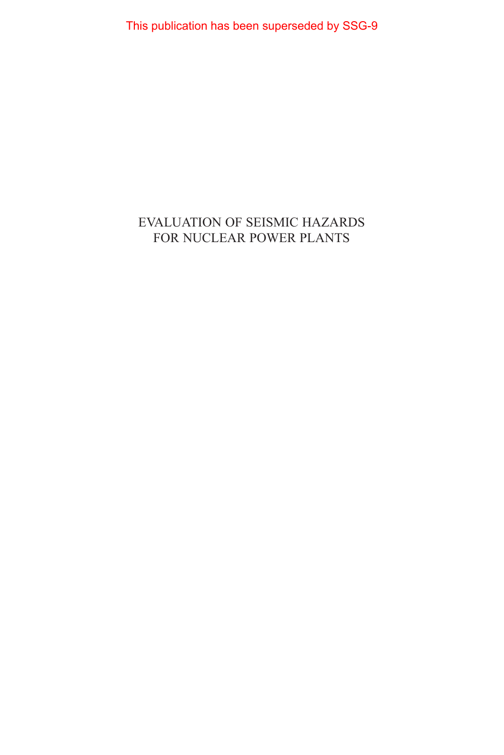This publication has been superseded by SSG-9

# EVALUATION OF SEISMIC HAZARDS FOR NUCLEAR POWER PLANTS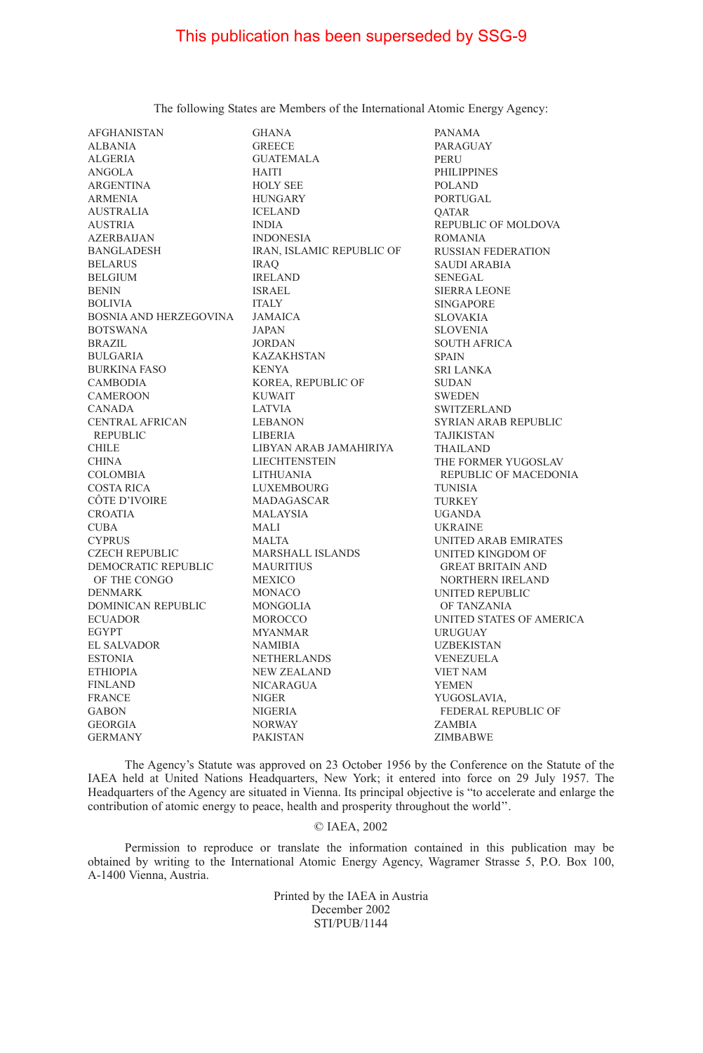This publication has been superseded by SSG-9

The following States are Members of the International Atomic Energy Agency:

AFGHANISTAN
ALBANIA
ALGERIA
ANGOLA
ARGENTINA
ARMENIA
AUSTRALIA
AUSTRIA
AZERBAIJAN
BANGLADESH
BELARUS
BELGIUM
BENIN
BOLIVIA
BOSNIA AND HERZEGOVINA
BOTSWANA
BRAZIL
BULGARIA
BURKINA FASO
CAMBODIA
CAMEROON
CANADA
CENTRAL AFRICAN REPUBLIC
CHILE
CHINA
COLOMBIA
COSTA RICA
CÔTE D'IVOIRE
CROATIA
CUBA
CYPRUS
CZECH REPUBLIC
DEMOCRATIC REPUBLIC OF THE CONGO
DENMARK
DOMINICAN REPUBLIC
ECUADOR
EGYPT
EL SALVADOR
ESTONIA
ETHIOPIA
FINLAND
FRANCE
GABON
GEORGIA
GERMANY
GHANA
GREECE
GUATEMALA
HAITI
HOLY SEE
HUNGARY
ICELAND
INDIA
INDONESIA
IRAN, ISLAMIC REPUBLIC OF
IRAQ
IRELAND
ISRAEL
ITALY
JAMAICA
JAPAN
JORDAN
KAZAKHSTAN
KENYA
KOREA, REPUBLIC OF
KUWAIT
LATVIA
LEBANON
LIBERIA
LIBYAN ARAB JAMAHIRIYA
LIECHTENSTEIN
LITHUANIA
LUXEMBOURG
MADAGASCAR
MALAYSIA
MALI
MALTA
MARSHALL ISLANDS
MAURITIUS
MEXICO
MONACO
MONGOLIA
MOROCCO
MYANMAR
NAMIBIA
NETHERLANDS
NEW ZEALAND
NICARAGUA
NIGER
NIGERIA
NORWAY
PAKISTAN
PANAMA
PARAGUAY
PERU
PHILIPPINES
POLAND
PORTUGAL
QATAR
REPUBLIC OF MOLDOVA
ROMANIA
RUSSIAN FEDERATION
SAUDI ARABIA
SENEGAL
SIERRA LEONE
SINGAPORE
SLOVAKIA
SLOVENIA
SOUTH AFRICA
SPAIN
SRI LANKA
SUDAN
SWEDEN
SWITZERLAND
SYRIAN ARAB REPUBLIC
TAJIKISTAN
THAILAND
THE FORMER YUGOSLAV REPUBLIC OF MACEDONIA
TUNISIA
TURKEY
UGANDA
UKRAINE
UNITED ARAB EMIRATES
UNITED KINGDOM OF GREAT BRITAIN AND NORTHERN IRELAND
UNITED REPUBLIC OF TANZANIA
UNITED STATES OF AMERICA
URUGUAY
UZBEKISTAN
VENEZUELA
VIET NAM
YEMEN
YUGOSLAVIA, FEDERAL REPUBLIC OF
ZAMBIA
ZIMBABWE

The Agency's Statute was approved on 23 October 1956 by the Conference on the Statute of the IAEA held at United Nations Headquarters, New York; it entered into force on 29 July 1957. The Headquarters of the Agency are situated in Vienna. Its principal objective is "to accelerate and enlarge the contribution of atomic energy to peace, health and prosperity throughout the world".

© IAEA, 2002

Permission to reproduce or translate the information contained in this publication may be obtained by writing to the International Atomic Energy Agency, Wagramer Strasse 5, P.O. Box 100, A-1400 Vienna, Austria.

Printed by the IAEA in Austria
December 2002
STI/PUB/1144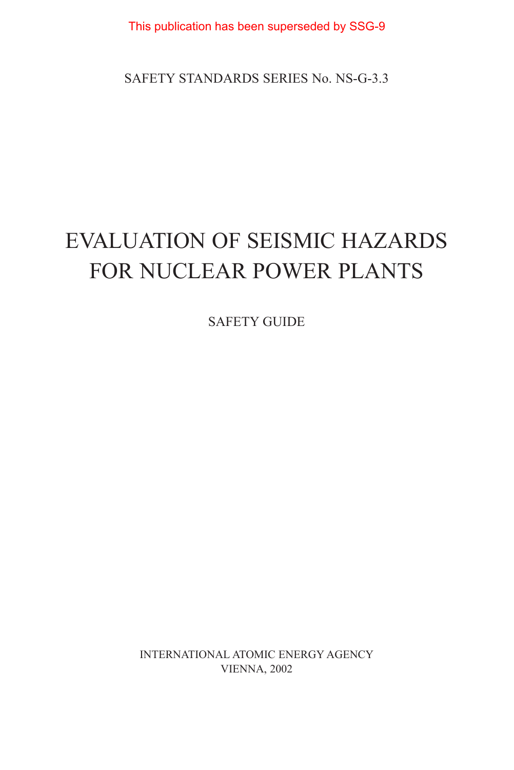This publication has been superseded by SSG-9

SAFETY STANDARDS SERIES No. NS-G-3.3

# EVALUATION OF SEISMIC HAZARDS FOR NUCLEAR POWER PLANTS

SAFETY GUIDE

INTERNATIONAL ATOMIC ENERGY AGENCY
VIENNA, 2002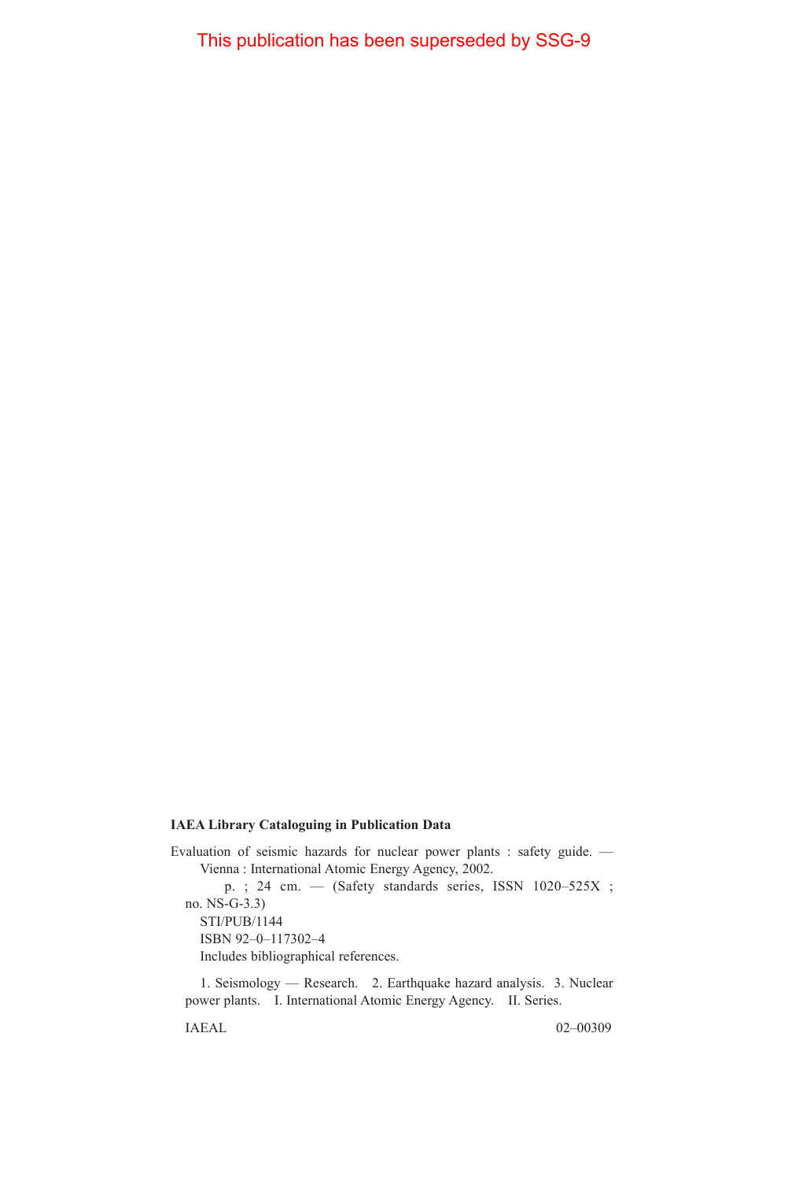This publication has been superseded by SSG-9

**IAEA Library Cataloguing in Publication Data**

Evaluation of seismic hazards for nuclear power plants : safety guide. — Vienna : International Atomic Energy Agency, 2002.

p. ; 24 cm. — (Safety standards series, ISSN 1020–525X ; no. NS-G-3.3)

STI/PUB/1144

ISBN 92–0–117302–4

Includes bibliographical references.

1. Seismology — Research. 2. Earthquake hazard analysis. 3. Nuclear power plants. I. International Atomic Energy Agency. II. Series.

IAEAL 02–00309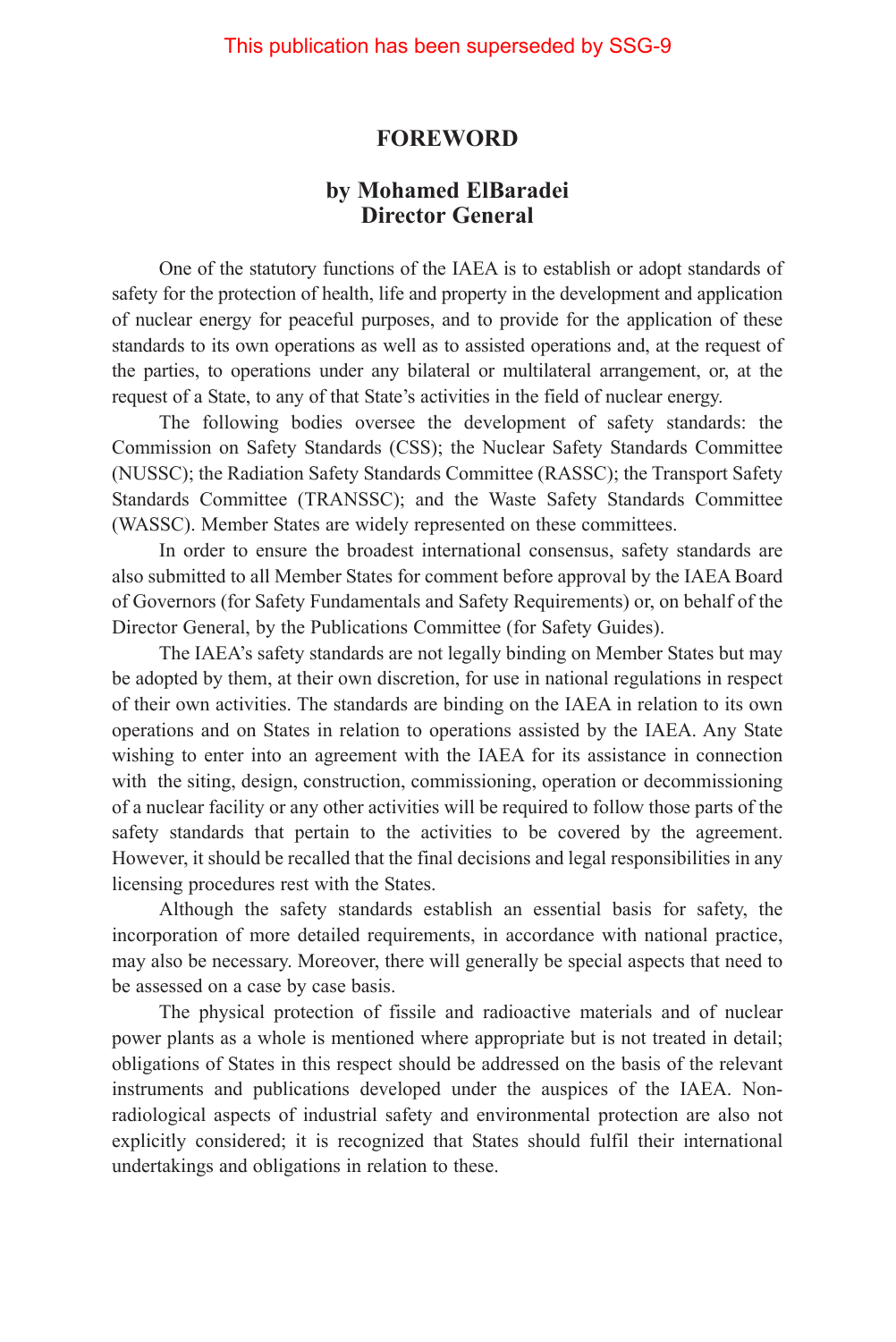This publication has been superseded by SSG-9

## FOREWORD

### by Mohamed ElBaradei
### Director General

One of the statutory functions of the IAEA is to establish or adopt standards of safety for the protection of health, life and property in the development and application of nuclear energy for peaceful purposes, and to provide for the application of these standards to its own operations as well as to assisted operations and, at the request of the parties, to operations under any bilateral or multilateral arrangement, or, at the request of a State, to any of that State's activities in the field of nuclear energy.

The following bodies oversee the development of safety standards: the Commission on Safety Standards (CSS); the Nuclear Safety Standards Committee (NUSSC); the Radiation Safety Standards Committee (RASSC); the Transport Safety Standards Committee (TRANSSC); and the Waste Safety Standards Committee (WASSC). Member States are widely represented on these committees.

In order to ensure the broadest international consensus, safety standards are also submitted to all Member States for comment before approval by the IAEA Board of Governors (for Safety Fundamentals and Safety Requirements) or, on behalf of the Director General, by the Publications Committee (for Safety Guides).

The IAEA's safety standards are not legally binding on Member States but may be adopted by them, at their own discretion, for use in national regulations in respect of their own activities. The standards are binding on the IAEA in relation to its own operations and on States in relation to operations assisted by the IAEA. Any State wishing to enter into an agreement with the IAEA for its assistance in connection with the siting, design, construction, commissioning, operation or decommissioning of a nuclear facility or any other activities will be required to follow those parts of the safety standards that pertain to the activities to be covered by the agreement. However, it should be recalled that the final decisions and legal responsibilities in any licensing procedures rest with the States.

Although the safety standards establish an essential basis for safety, the incorporation of more detailed requirements, in accordance with national practice, may also be necessary. Moreover, there will generally be special aspects that need to be assessed on a case by case basis.

The physical protection of fissile and radioactive materials and of nuclear power plants as a whole is mentioned where appropriate but is not treated in detail; obligations of States in this respect should be addressed on the basis of the relevant instruments and publications developed under the auspices of the IAEA. Non-radiological aspects of industrial safety and environmental protection are also not explicitly considered; it is recognized that States should fulfil their international undertakings and obligations in relation to these.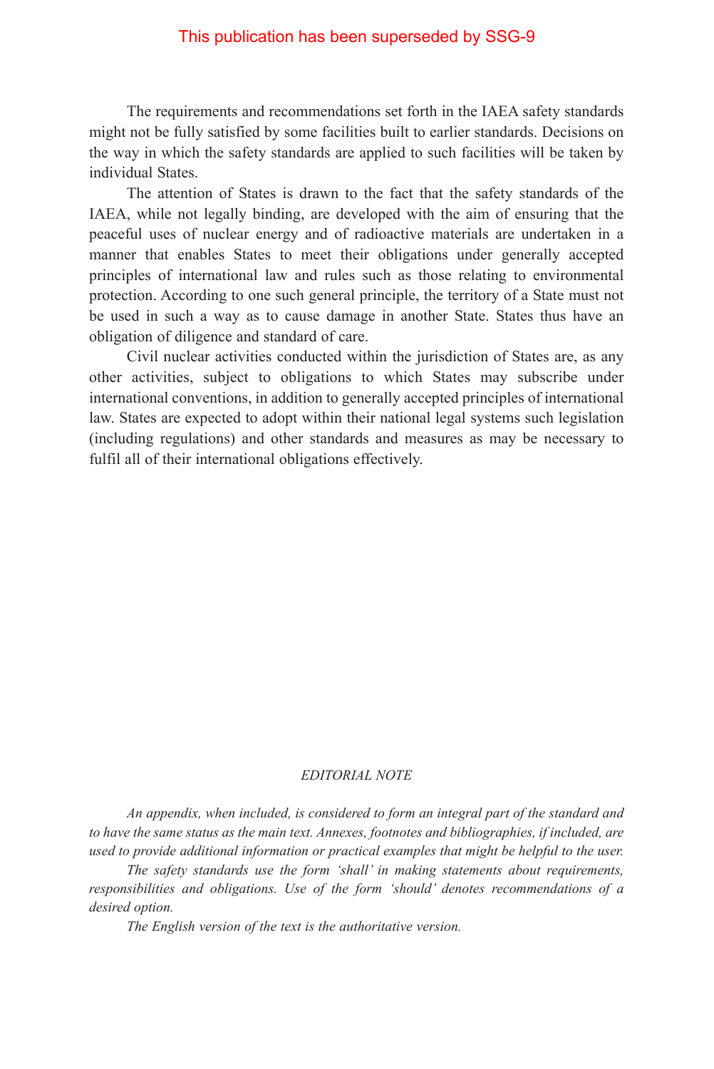This publication has been superseded by SSG-9

The requirements and recommendations set forth in the IAEA safety standards might not be fully satisfied by some facilities built to earlier standards. Decisions on the way in which the safety standards are applied to such facilities will be taken by individual States.

The attention of States is drawn to the fact that the safety standards of the IAEA, while not legally binding, are developed with the aim of ensuring that the peaceful uses of nuclear energy and of radioactive materials are undertaken in a manner that enables States to meet their obligations under generally accepted principles of international law and rules such as those relating to environmental protection. According to one such general principle, the territory of a State must not be used in such a way as to cause damage in another State. States thus have an obligation of diligence and standard of care.

Civil nuclear activities conducted within the jurisdiction of States are, as any other activities, subject to obligations to which States may subscribe under international conventions, in addition to generally accepted principles of international law. States are expected to adopt within their national legal systems such legislation (including regulations) and other standards and measures as may be necessary to fulfil all of their international obligations effectively.

*EDITORIAL NOTE*

*An appendix, when included, is considered to form an integral part of the standard and to have the same status as the main text. Annexes, footnotes and bibliographies, if included, are used to provide additional information or practical examples that might be helpful to the user.*

*The safety standards use the form 'shall' in making statements about requirements, responsibilities and obligations. Use of the form 'should' denotes recommendations of a desired option.*

*The English version of the text is the authoritative version.*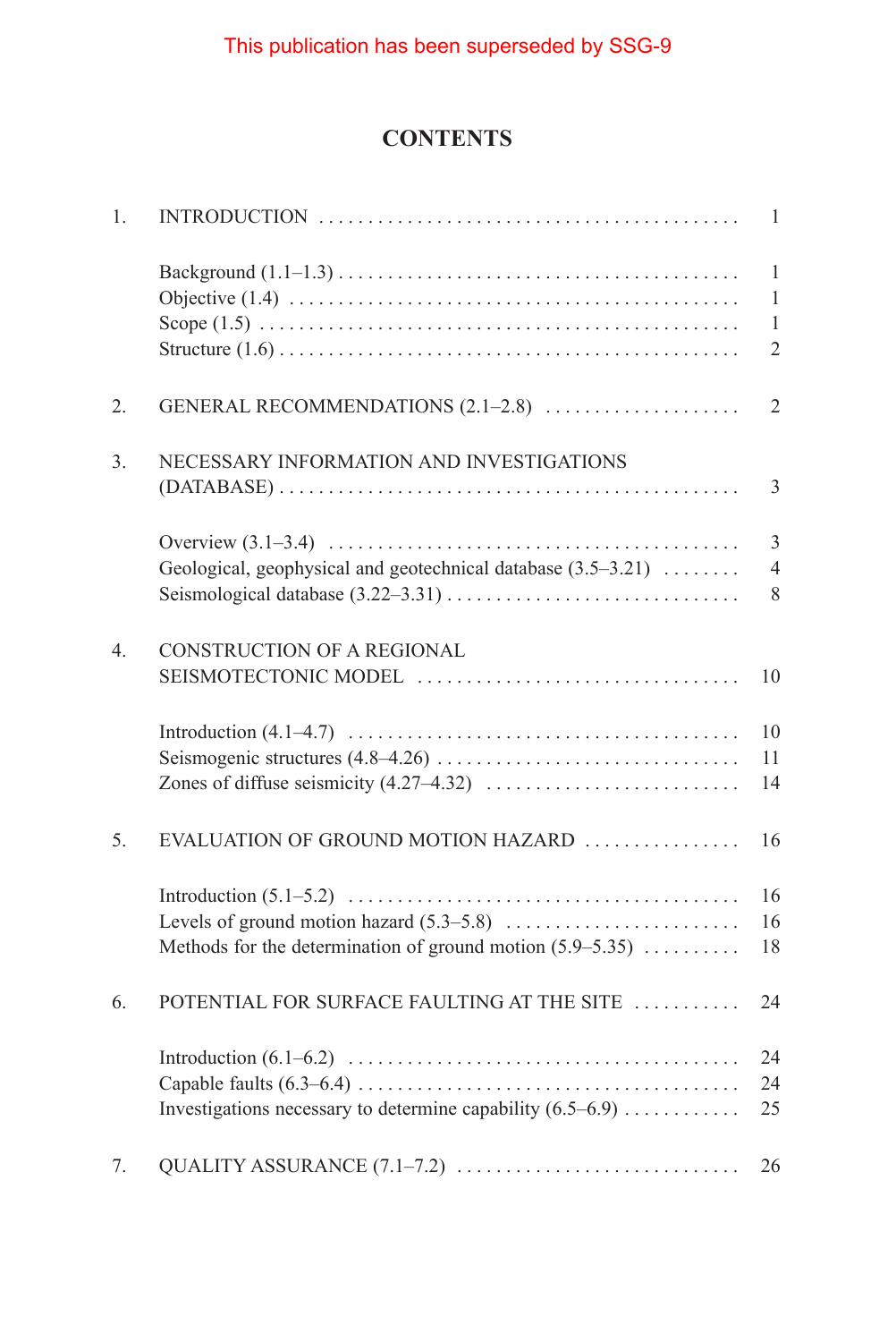This publication has been superseded by SSG-9

# CONTENTS

| | | |
|---|---|---|
| 1. | INTRODUCTION | 1 |
| | Background (1.1–1.3) | 1 |
| | Objective (1.4) | 1 |
| | Scope (1.5) | 1 |
| | Structure (1.6) | 2 |
| 2. | GENERAL RECOMMENDATIONS (2.1–2.8) | 2 |
| 3. | NECESSARY INFORMATION AND INVESTIGATIONS (DATABASE) | 3 |
| | Overview (3.1–3.4) | 3 |
| | Geological, geophysical and geotechnical database (3.5–3.21) | 4 |
| | Seismological database (3.22–3.31) | 8 |
| 4. | CONSTRUCTION OF A REGIONAL SEISMOTECTONIC MODEL | 10 |
| | Introduction (4.1–4.7) | 10 |
| | Seismogenic structures (4.8–4.26) | 11 |
| | Zones of diffuse seismicity (4.27–4.32) | 14 |
| 5. | EVALUATION OF GROUND MOTION HAZARD | 16 |
| | Introduction (5.1–5.2) | 16 |
| | Levels of ground motion hazard (5.3–5.8) | 16 |
| | Methods for the determination of ground motion (5.9–5.35) | 18 |
| 6. | POTENTIAL FOR SURFACE FAULTING AT THE SITE | 24 |
| | Introduction (6.1–6.2) | 24 |
| | Capable faults (6.3–6.4) | 24 |
| | Investigations necessary to determine capability (6.5–6.9) | 25 |
| 7. | QUALITY ASSURANCE (7.1–7.2) | 26 |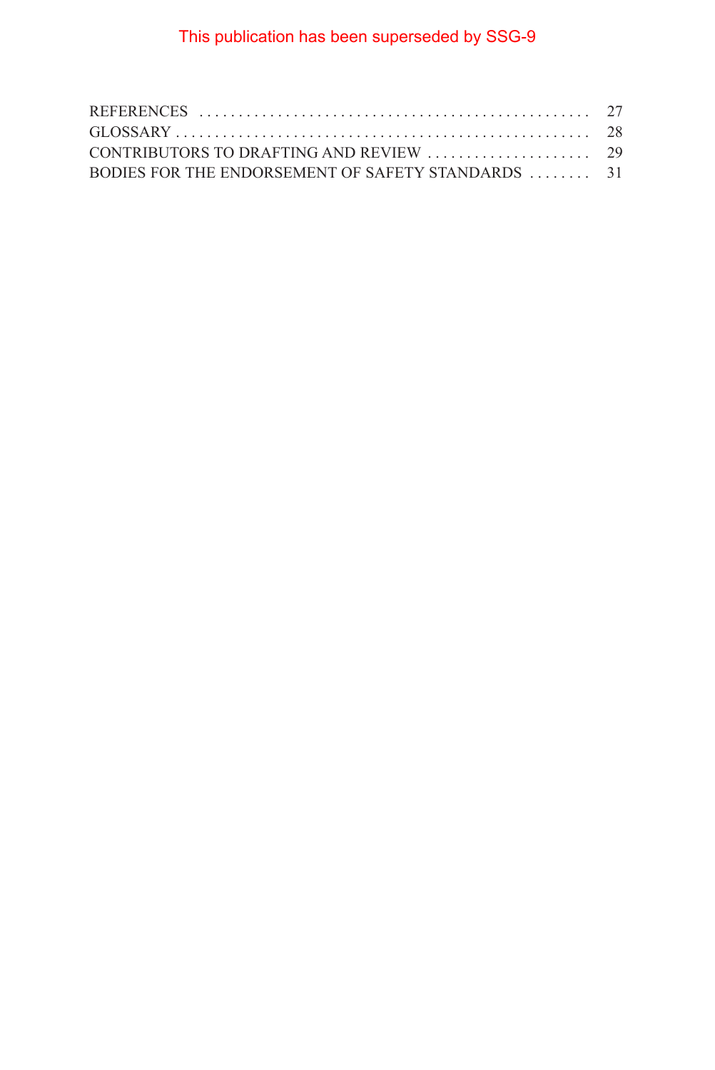This publication has been superseded by SSG-9

REFERENCES . . . . . . . . . . . . . . . . . . . . . . . . . . . . . . . . . . . . . . . . . . . . . . . . . . 27
GLOSSARY . . . . . . . . . . . . . . . . . . . . . . . . . . . . . . . . . . . . . . . . . . . . . . . . . . . . 28
CONTRIBUTORS TO DRAFTING AND REVIEW . . . . . . . . . . . . . . . . . . . . . 29
BODIES FOR THE ENDORSEMENT OF SAFETY STANDARDS . . . . . . . . 31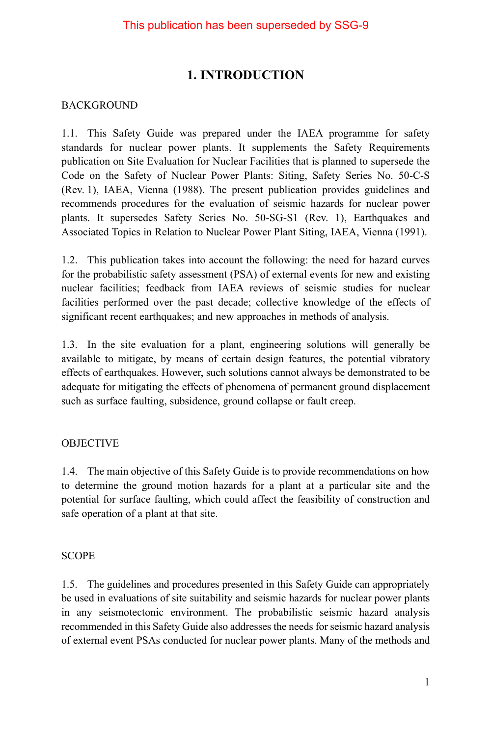This publication has been superseded by SSG-9

# 1. INTRODUCTION

## BACKGROUND

1.1. This Safety Guide was prepared under the IAEA programme for safety standards for nuclear power plants. It supplements the Safety Requirements publication on Site Evaluation for Nuclear Facilities that is planned to supersede the Code on the Safety of Nuclear Power Plants: Siting, Safety Series No. 50-C-S (Rev. 1), IAEA, Vienna (1988). The present publication provides guidelines and recommends procedures for the evaluation of seismic hazards for nuclear power plants. It supersedes Safety Series No. 50-SG-S1 (Rev. 1), Earthquakes and Associated Topics in Relation to Nuclear Power Plant Siting, IAEA, Vienna (1991).

1.2. This publication takes into account the following: the need for hazard curves for the probabilistic safety assessment (PSA) of external events for new and existing nuclear facilities; feedback from IAEA reviews of seismic studies for nuclear facilities performed over the past decade; collective knowledge of the effects of significant recent earthquakes; and new approaches in methods of analysis.

1.3. In the site evaluation for a plant, engineering solutions will generally be available to mitigate, by means of certain design features, the potential vibratory effects of earthquakes. However, such solutions cannot always be demonstrated to be adequate for mitigating the effects of phenomena of permanent ground displacement such as surface faulting, subsidence, ground collapse or fault creep.

## OBJECTIVE

1.4. The main objective of this Safety Guide is to provide recommendations on how to determine the ground motion hazards for a plant at a particular site and the potential for surface faulting, which could affect the feasibility of construction and safe operation of a plant at that site.

## SCOPE

1.5. The guidelines and procedures presented in this Safety Guide can appropriately be used in evaluations of site suitability and seismic hazards for nuclear power plants in any seismotectonic environment. The probabilistic seismic hazard analysis recommended in this Safety Guide also addresses the needs for seismic hazard analysis of external event PSAs conducted for nuclear power plants. Many of the methods and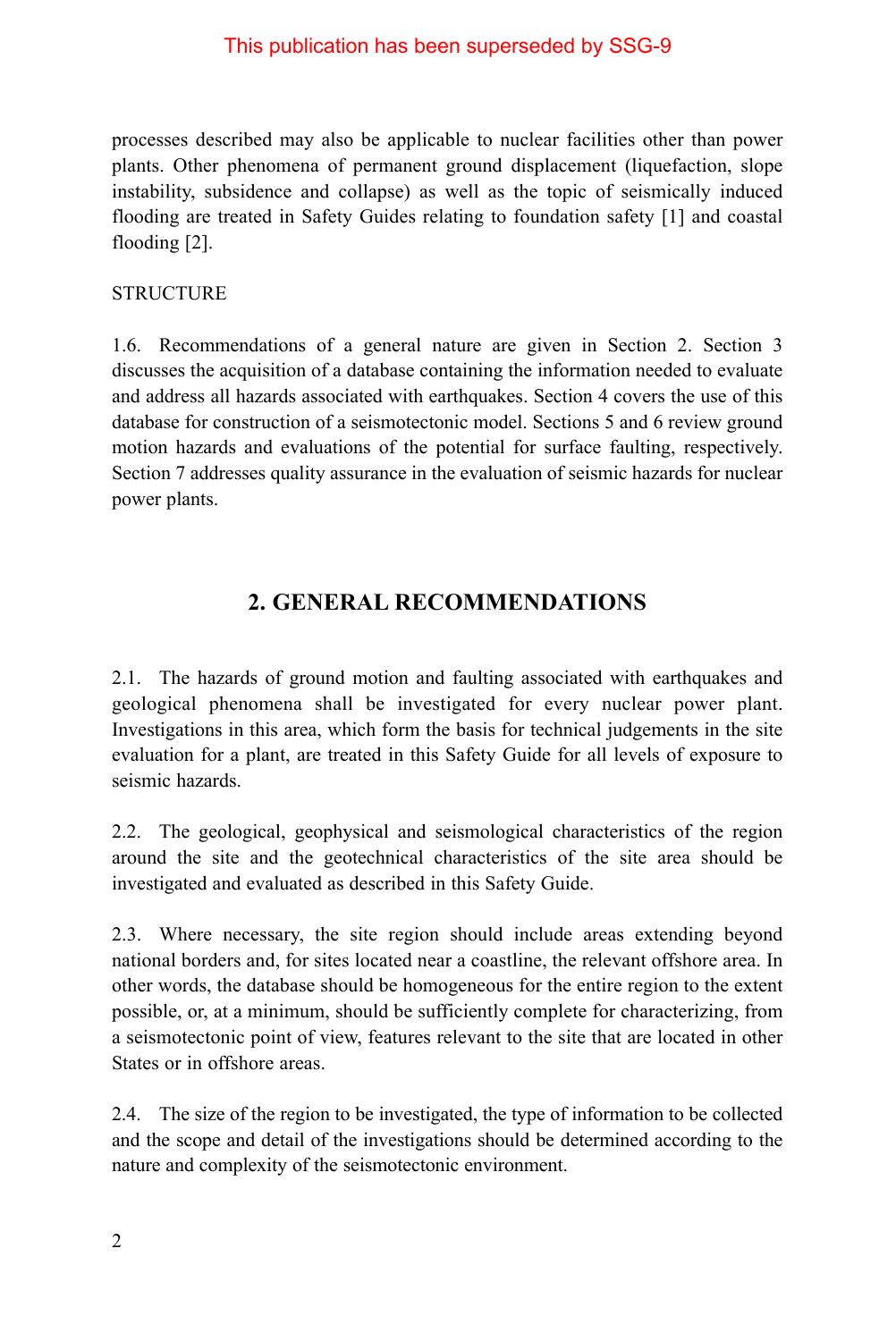This publication has been superseded by SSG-9

processes described may also be applicable to nuclear facilities other than power plants. Other phenomena of permanent ground displacement (liquefaction, slope instability, subsidence and collapse) as well as the topic of seismically induced flooding are treated in Safety Guides relating to foundation safety [1] and coastal flooding [2].

STRUCTURE

1.6. Recommendations of a general nature are given in Section 2. Section 3 discusses the acquisition of a database containing the information needed to evaluate and address all hazards associated with earthquakes. Section 4 covers the use of this database for construction of a seismotectonic model. Sections 5 and 6 review ground motion hazards and evaluations of the potential for surface faulting, respectively. Section 7 addresses quality assurance in the evaluation of seismic hazards for nuclear power plants.

## 2. GENERAL RECOMMENDATIONS

2.1. The hazards of ground motion and faulting associated with earthquakes and geological phenomena shall be investigated for every nuclear power plant. Investigations in this area, which form the basis for technical judgements in the site evaluation for a plant, are treated in this Safety Guide for all levels of exposure to seismic hazards.

2.2. The geological, geophysical and seismological characteristics of the region around the site and the geotechnical characteristics of the site area should be investigated and evaluated as described in this Safety Guide.

2.3. Where necessary, the site region should include areas extending beyond national borders and, for sites located near a coastline, the relevant offshore area. In other words, the database should be homogeneous for the entire region to the extent possible, or, at a minimum, should be sufficiently complete for characterizing, from a seismotectonic point of view, features relevant to the site that are located in other States or in offshore areas.

2.4. The size of the region to be investigated, the type of information to be collected and the scope and detail of the investigations should be determined according to the nature and complexity of the seismotectonic environment.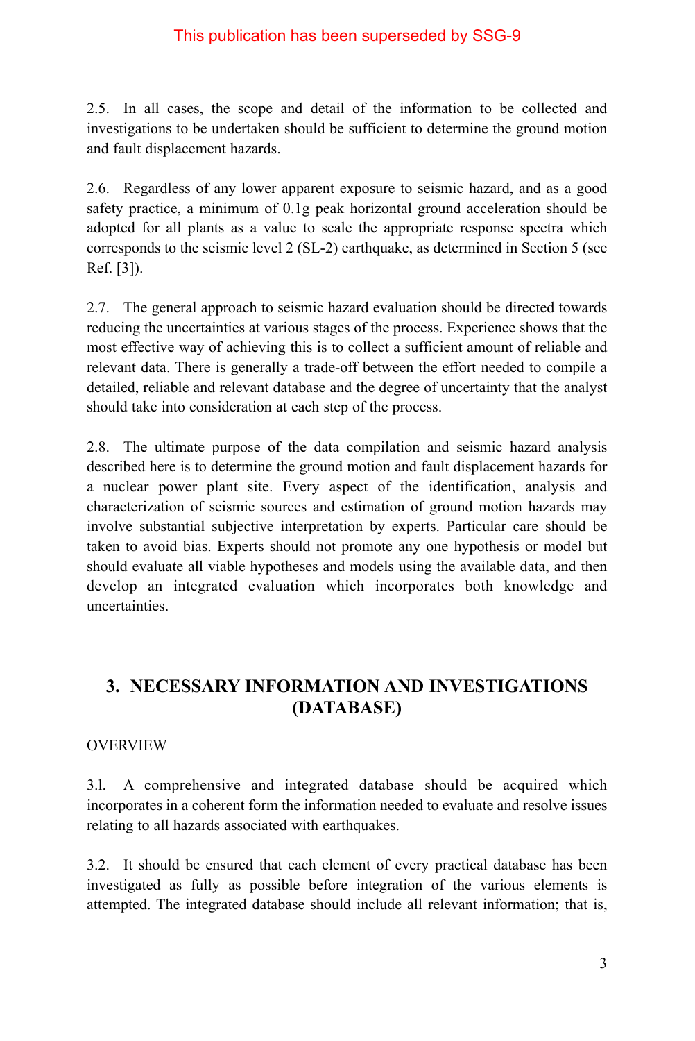2.5. In all cases, the scope and detail of the information to be collected and investigations to be undertaken should be sufficient to determine the ground motion and fault displacement hazards.

2.6. Regardless of any lower apparent exposure to seismic hazard, and as a good safety practice, a minimum of 0.1g peak horizontal ground acceleration should be adopted for all plants as a value to scale the appropriate response spectra which corresponds to the seismic level 2 (SL-2) earthquake, as determined in Section 5 (see Ref. [3]).

2.7. The general approach to seismic hazard evaluation should be directed towards reducing the uncertainties at various stages of the process. Experience shows that the most effective way of achieving this is to collect a sufficient amount of reliable and relevant data. There is generally a trade-off between the effort needed to compile a detailed, reliable and relevant database and the degree of uncertainty that the analyst should take into consideration at each step of the process.

2.8. The ultimate purpose of the data compilation and seismic hazard analysis described here is to determine the ground motion and fault displacement hazards for a nuclear power plant site. Every aspect of the identification, analysis and characterization of seismic sources and estimation of ground motion hazards may involve substantial subjective interpretation by experts. Particular care should be taken to avoid bias. Experts should not promote any one hypothesis or model but should evaluate all viable hypotheses and models using the available data, and then develop an integrated evaluation which incorporates both knowledge and uncertainties.

## 3. NECESSARY INFORMATION AND INVESTIGATIONS (DATABASE)

### OVERVIEW

3.1. A comprehensive and integrated database should be acquired which incorporates in a coherent form the information needed to evaluate and resolve issues relating to all hazards associated with earthquakes.

3.2. It should be ensured that each element of every practical database has been investigated as fully as possible before integration of the various elements is attempted. The integrated database should include all relevant information; that is,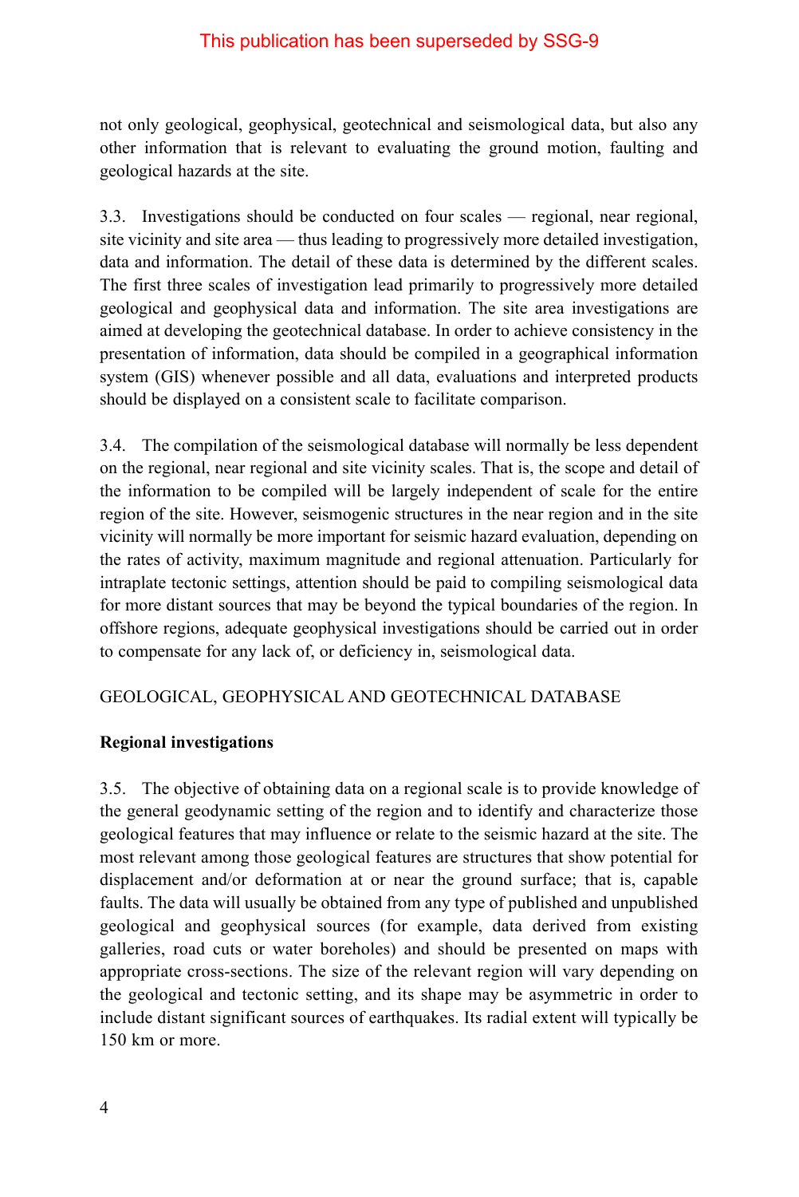This publication has been superseded by SSG-9

not only geological, geophysical, geotechnical and seismological data, but also any other information that is relevant to evaluating the ground motion, faulting and geological hazards at the site.

3.3. Investigations should be conducted on four scales — regional, near regional, site vicinity and site area — thus leading to progressively more detailed investigation, data and information. The detail of these data is determined by the different scales. The first three scales of investigation lead primarily to progressively more detailed geological and geophysical data and information. The site area investigations are aimed at developing the geotechnical database. In order to achieve consistency in the presentation of information, data should be compiled in a geographical information system (GIS) whenever possible and all data, evaluations and interpreted products should be displayed on a consistent scale to facilitate comparison.

3.4. The compilation of the seismological database will normally be less dependent on the regional, near regional and site vicinity scales. That is, the scope and detail of the information to be compiled will be largely independent of scale for the entire region of the site. However, seismogenic structures in the near region and in the site vicinity will normally be more important for seismic hazard evaluation, depending on the rates of activity, maximum magnitude and regional attenuation. Particularly for intraplate tectonic settings, attention should be paid to compiling seismological data for more distant sources that may be beyond the typical boundaries of the region. In offshore regions, adequate geophysical investigations should be carried out in order to compensate for any lack of, or deficiency in, seismological data.

## GEOLOGICAL, GEOPHYSICAL AND GEOTECHNICAL DATABASE

### Regional investigations

3.5. The objective of obtaining data on a regional scale is to provide knowledge of the general geodynamic setting of the region and to identify and characterize those geological features that may influence or relate to the seismic hazard at the site. The most relevant among those geological features are structures that show potential for displacement and/or deformation at or near the ground surface; that is, capable faults. The data will usually be obtained from any type of published and unpublished geological and geophysical sources (for example, data derived from existing galleries, road cuts or water boreholes) and should be presented on maps with appropriate cross-sections. The size of the relevant region will vary depending on the geological and tectonic setting, and its shape may be asymmetric in order to include distant significant sources of earthquakes. Its radial extent will typically be 150 km or more.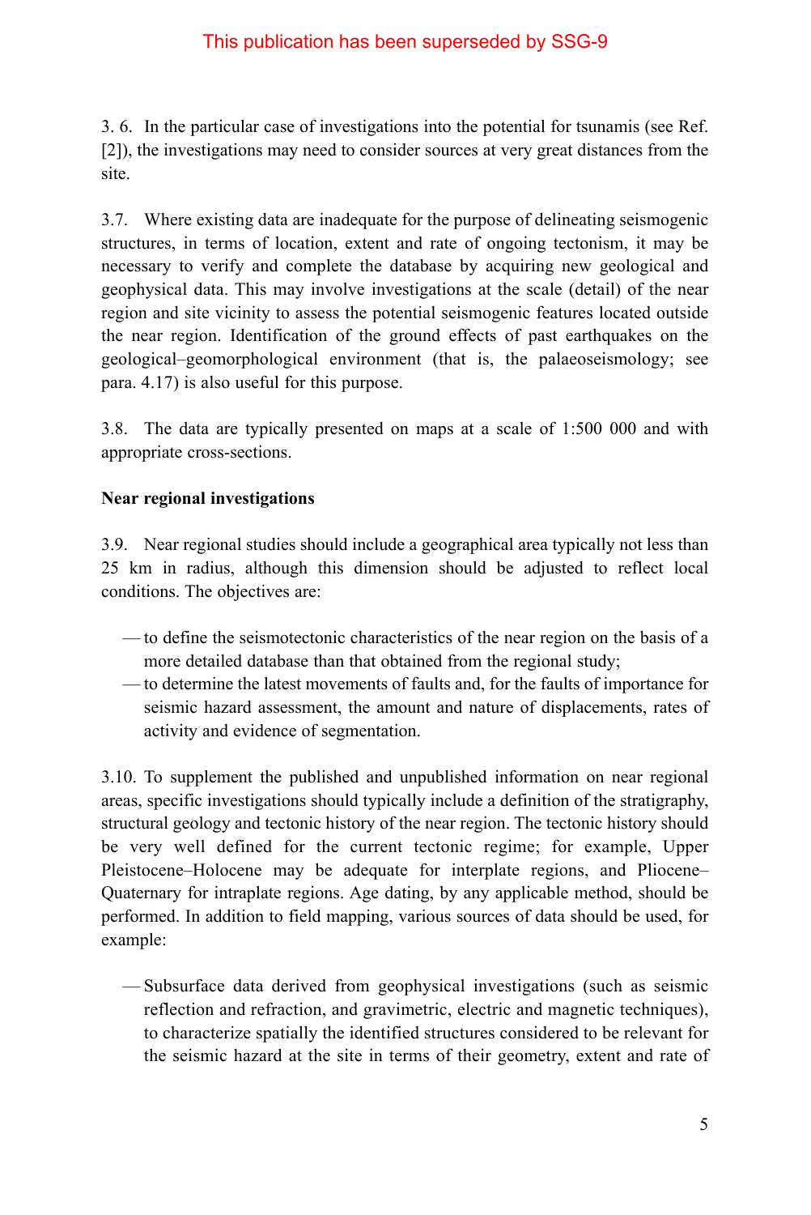3. 6. In the particular case of investigations into the potential for tsunamis (see Ref. [2]), the investigations may need to consider sources at very great distances from the site.

3.7. Where existing data are inadequate for the purpose of delineating seismogenic structures, in terms of location, extent and rate of ongoing tectonism, it may be necessary to verify and complete the database by acquiring new geological and geophysical data. This may involve investigations at the scale (detail) of the near region and site vicinity to assess the potential seismogenic features located outside the near region. Identification of the ground effects of past earthquakes on the geological–geomorphological environment (that is, the palaeoseismology; see para. 4.17) is also useful for this purpose.

3.8. The data are typically presented on maps at a scale of 1:500 000 and with appropriate cross-sections.

**Near regional investigations**

3.9. Near regional studies should include a geographical area typically not less than 25 km in radius, although this dimension should be adjusted to reflect local conditions. The objectives are:

- to define the seismotectonic characteristics of the near region on the basis of a more detailed database than that obtained from the regional study;
- to determine the latest movements of faults and, for the faults of importance for seismic hazard assessment, the amount and nature of displacements, rates of activity and evidence of segmentation.

3.10. To supplement the published and unpublished information on near regional areas, specific investigations should typically include a definition of the stratigraphy, structural geology and tectonic history of the near region. The tectonic history should be very well defined for the current tectonic regime; for example, Upper Pleistocene–Holocene may be adequate for interplate regions, and Pliocene–Quaternary for intraplate regions. Age dating, by any applicable method, should be performed. In addition to field mapping, various sources of data should be used, for example:

- Subsurface data derived from geophysical investigations (such as seismic reflection and refraction, and gravimetric, electric and magnetic techniques), to characterize spatially the identified structures considered to be relevant for the seismic hazard at the site in terms of their geometry, extent and rate of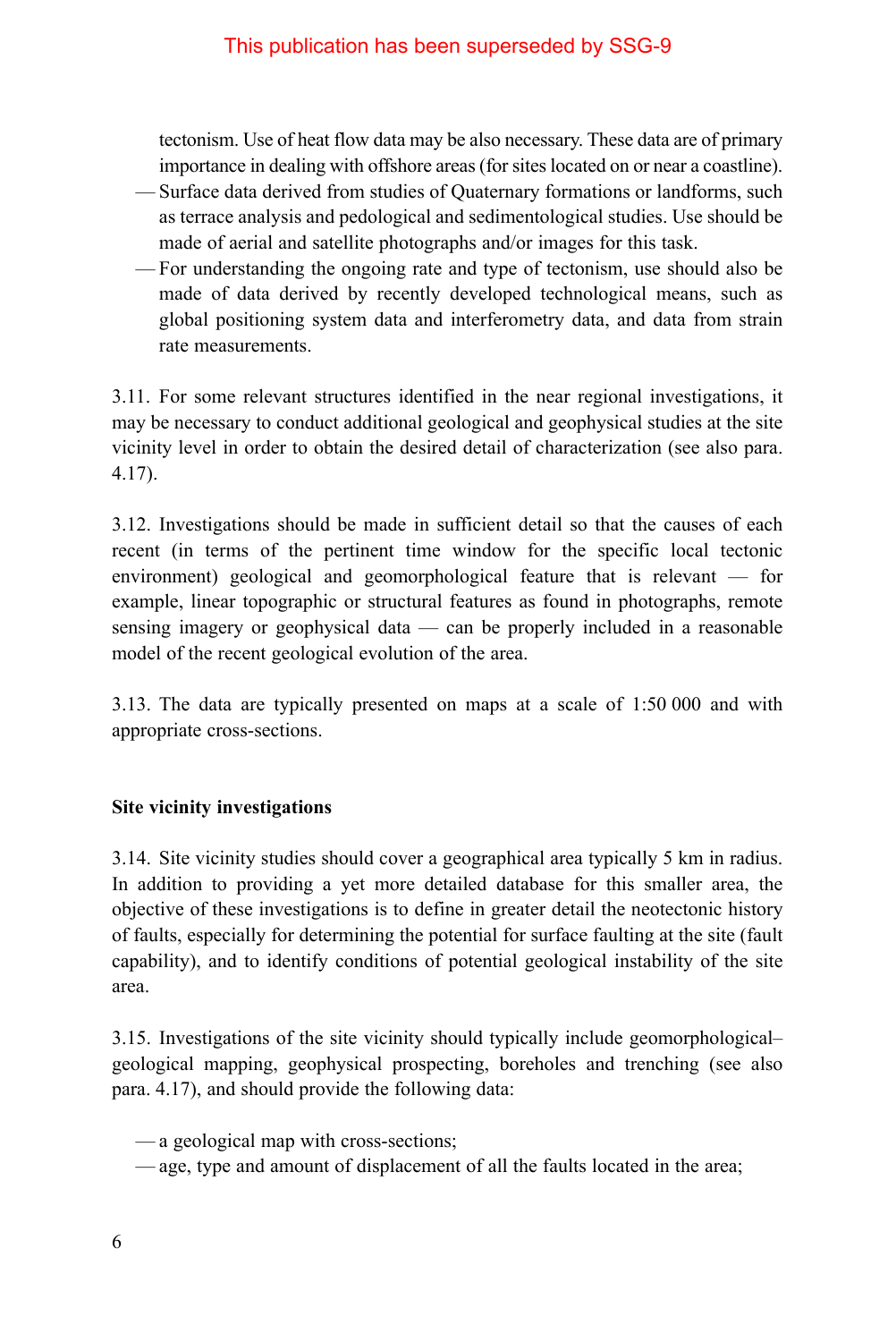This publication has been superseded by SSG-9

tectonism. Use of heat flow data may be also necessary. These data are of primary importance in dealing with offshore areas (for sites located on or near a coastline).

- Surface data derived from studies of Quaternary formations or landforms, such as terrace analysis and pedological and sedimentological studies. Use should be made of aerial and satellite photographs and/or images for this task.
- For understanding the ongoing rate and type of tectonism, use should also be made of data derived by recently developed technological means, such as global positioning system data and interferometry data, and data from strain rate measurements.

3.11. For some relevant structures identified in the near regional investigations, it may be necessary to conduct additional geological and geophysical studies at the site vicinity level in order to obtain the desired detail of characterization (see also para. 4.17).

3.12. Investigations should be made in sufficient detail so that the causes of each recent (in terms of the pertinent time window for the specific local tectonic environment) geological and geomorphological feature that is relevant — for example, linear topographic or structural features as found in photographs, remote sensing imagery or geophysical data — can be properly included in a reasonable model of the recent geological evolution of the area.

3.13. The data are typically presented on maps at a scale of 1:50 000 and with appropriate cross-sections.

**Site vicinity investigations**

3.14. Site vicinity studies should cover a geographical area typically 5 km in radius. In addition to providing a yet more detailed database for this smaller area, the objective of these investigations is to define in greater detail the neotectonic history of faults, especially for determining the potential for surface faulting at the site (fault capability), and to identify conditions of potential geological instability of the site area.

3.15. Investigations of the site vicinity should typically include geomorphological–geological mapping, geophysical prospecting, boreholes and trenching (see also para. 4.17), and should provide the following data:

- a geological map with cross-sections;
- age, type and amount of displacement of all the faults located in the area;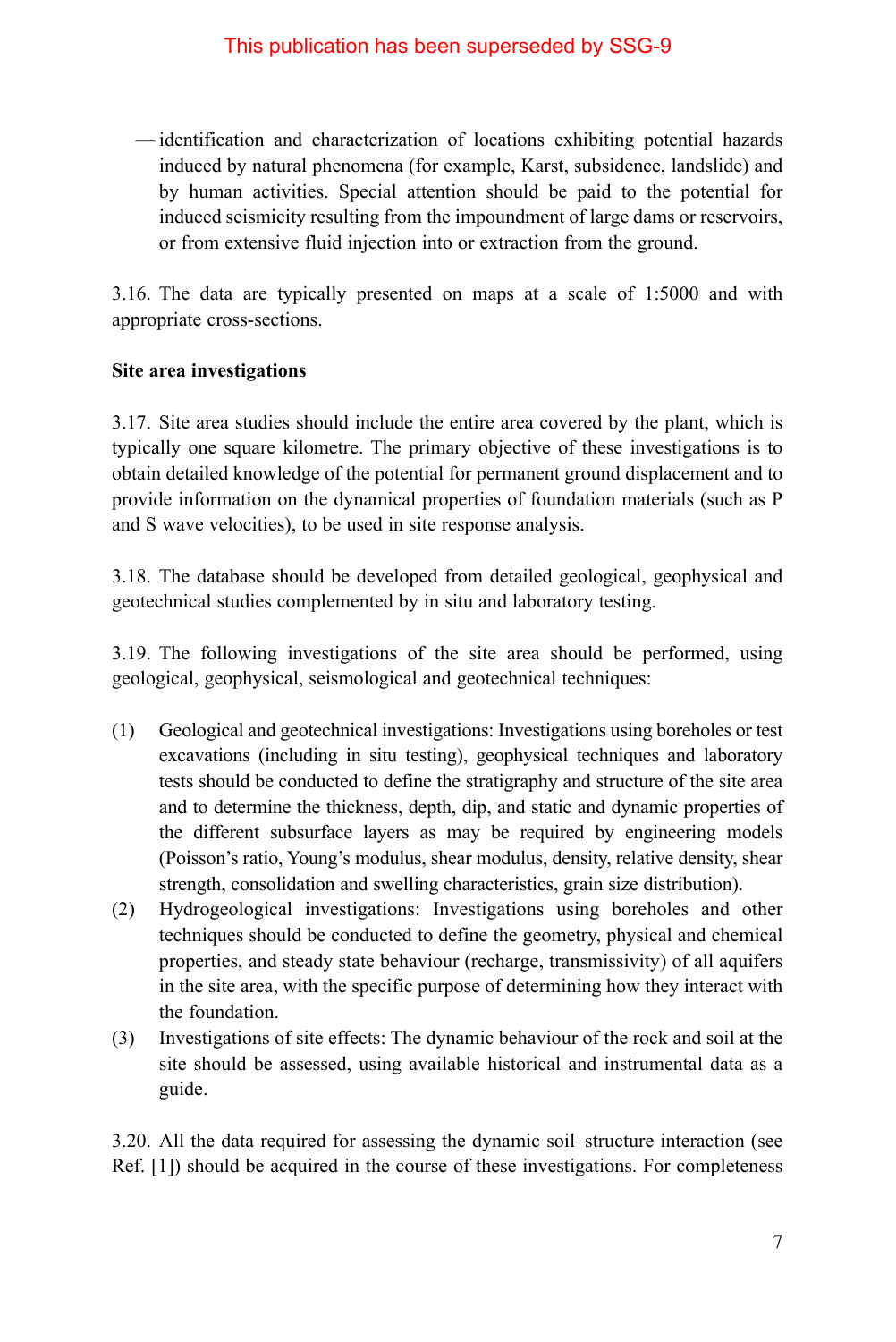This publication has been superseded by SSG-9

— identification and characterization of locations exhibiting potential hazards induced by natural phenomena (for example, Karst, subsidence, landslide) and by human activities. Special attention should be paid to the potential for induced seismicity resulting from the impoundment of large dams or reservoirs, or from extensive fluid injection into or extraction from the ground.

3.16. The data are typically presented on maps at a scale of 1:5000 and with appropriate cross-sections.

**Site area investigations**

3.17. Site area studies should include the entire area covered by the plant, which is typically one square kilometre. The primary objective of these investigations is to obtain detailed knowledge of the potential for permanent ground displacement and to provide information on the dynamical properties of foundation materials (such as P and S wave velocities), to be used in site response analysis.

3.18. The database should be developed from detailed geological, geophysical and geotechnical studies complemented by in situ and laboratory testing.

3.19. The following investigations of the site area should be performed, using geological, geophysical, seismological and geotechnical techniques:

(1) Geological and geotechnical investigations: Investigations using boreholes or test excavations (including in situ testing), geophysical techniques and laboratory tests should be conducted to define the stratigraphy and structure of the site area and to determine the thickness, depth, dip, and static and dynamic properties of the different subsurface layers as may be required by engineering models (Poisson's ratio, Young's modulus, shear modulus, density, relative density, shear strength, consolidation and swelling characteristics, grain size distribution).
(2) Hydrogeological investigations: Investigations using boreholes and other techniques should be conducted to define the geometry, physical and chemical properties, and steady state behaviour (recharge, transmissivity) of all aquifers in the site area, with the specific purpose of determining how they interact with the foundation.
(3) Investigations of site effects: The dynamic behaviour of the rock and soil at the site should be assessed, using available historical and instrumental data as a guide.

3.20. All the data required for assessing the dynamic soil–structure interaction (see Ref. [1]) should be acquired in the course of these investigations. For completeness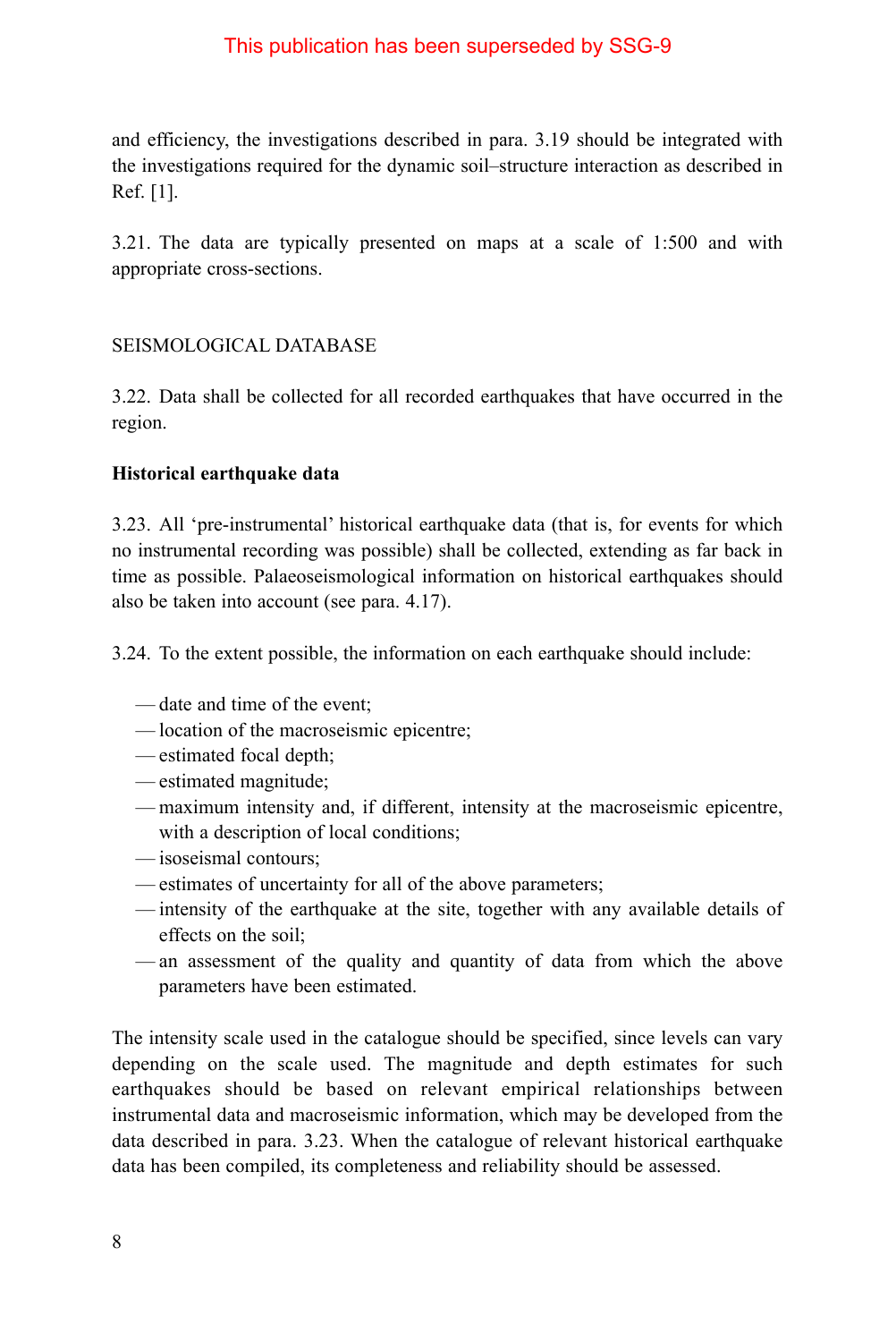This publication has been superseded by SSG-9

and efficiency, the investigations described in para. 3.19 should be integrated with the investigations required for the dynamic soil–structure interaction as described in Ref. [1].

3.21. The data are typically presented on maps at a scale of 1:500 and with appropriate cross-sections.

## SEISMOLOGICAL DATABASE

3.22. Data shall be collected for all recorded earthquakes that have occurred in the region.

### Historical earthquake data

3.23. All 'pre-instrumental' historical earthquake data (that is, for events for which no instrumental recording was possible) shall be collected, extending as far back in time as possible. Palaeoseismological information on historical earthquakes should also be taken into account (see para. 4.17).

3.24. To the extent possible, the information on each earthquake should include:

- date and time of the event;
- location of the macroseismic epicentre;
- estimated focal depth;
- estimated magnitude;
- maximum intensity and, if different, intensity at the macroseismic epicentre, with a description of local conditions;
- isoseismal contours;
- estimates of uncertainty for all of the above parameters;
- intensity of the earthquake at the site, together with any available details of effects on the soil;
- an assessment of the quality and quantity of data from which the above parameters have been estimated.

The intensity scale used in the catalogue should be specified, since levels can vary depending on the scale used. The magnitude and depth estimates for such earthquakes should be based on relevant empirical relationships between instrumental data and macroseismic information, which may be developed from the data described in para. 3.23. When the catalogue of relevant historical earthquake data has been compiled, its completeness and reliability should be assessed.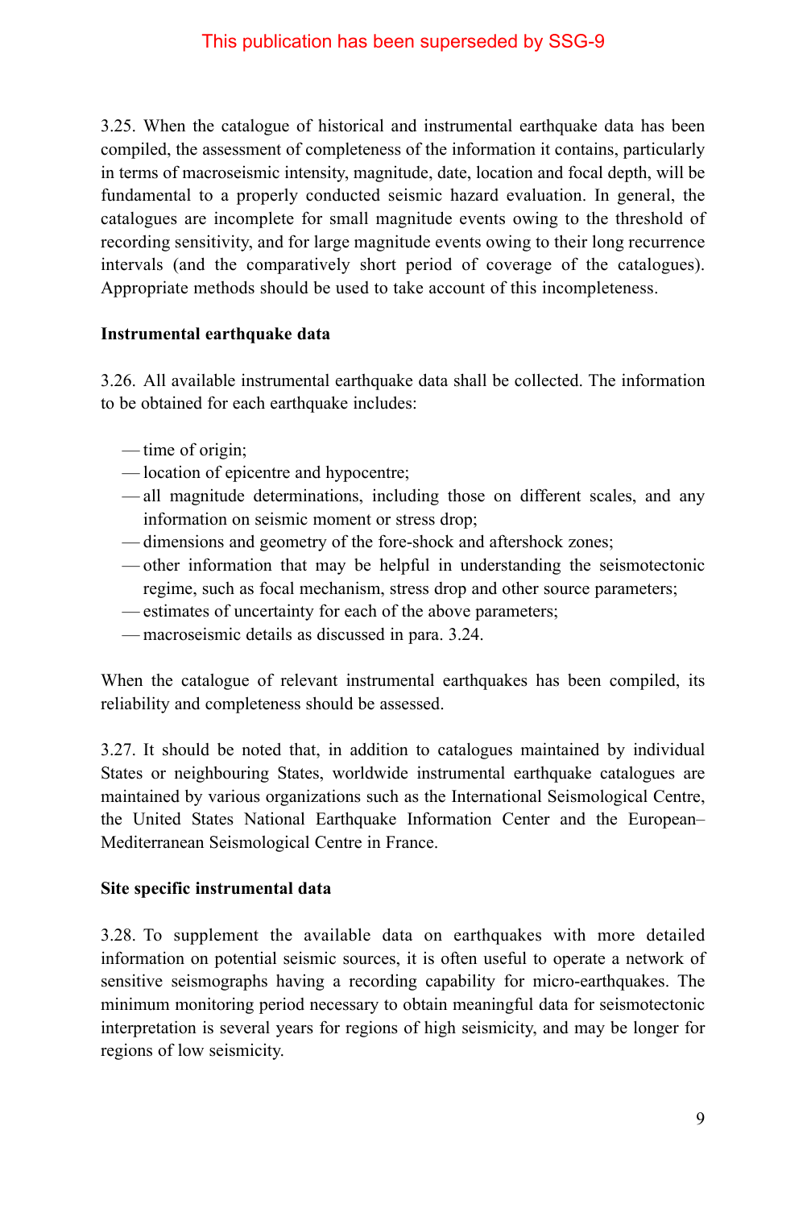This publication has been superseded by SSG-9

3.25. When the catalogue of historical and instrumental earthquake data has been compiled, the assessment of completeness of the information it contains, particularly in terms of macroseismic intensity, magnitude, date, location and focal depth, will be fundamental to a properly conducted seismic hazard evaluation. In general, the catalogues are incomplete for small magnitude events owing to the threshold of recording sensitivity, and for large magnitude events owing to their long recurrence intervals (and the comparatively short period of coverage of the catalogues). Appropriate methods should be used to take account of this incompleteness.

**Instrumental earthquake data**

3.26. All available instrumental earthquake data shall be collected. The information to be obtained for each earthquake includes:

- time of origin;
- location of epicentre and hypocentre;
- all magnitude determinations, including those on different scales, and any information on seismic moment or stress drop;
- dimensions and geometry of the fore-shock and aftershock zones;
- other information that may be helpful in understanding the seismotectonic regime, such as focal mechanism, stress drop and other source parameters;
- estimates of uncertainty for each of the above parameters;
- macroseismic details as discussed in para. 3.24.

When the catalogue of relevant instrumental earthquakes has been compiled, its reliability and completeness should be assessed.

3.27. It should be noted that, in addition to catalogues maintained by individual States or neighbouring States, worldwide instrumental earthquake catalogues are maintained by various organizations such as the International Seismological Centre, the United States National Earthquake Information Center and the European–Mediterranean Seismological Centre in France.

**Site specific instrumental data**

3.28. To supplement the available data on earthquakes with more detailed information on potential seismic sources, it is often useful to operate a network of sensitive seismographs having a recording capability for micro-earthquakes. The minimum monitoring period necessary to obtain meaningful data for seismotectonic interpretation is several years for regions of high seismicity, and may be longer for regions of low seismicity.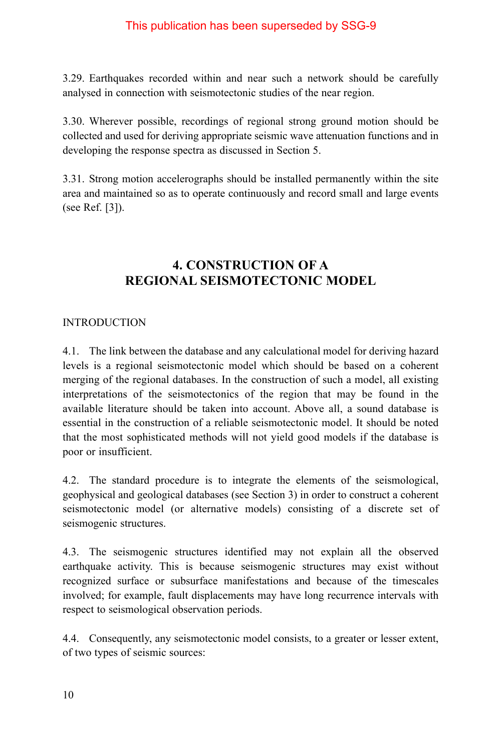3.29. Earthquakes recorded within and near such a network should be carefully analysed in connection with seismotectonic studies of the near region.

3.30. Wherever possible, recordings of regional strong ground motion should be collected and used for deriving appropriate seismic wave attenuation functions and in developing the response spectra as discussed in Section 5.

3.31. Strong motion accelerographs should be installed permanently within the site area and maintained so as to operate continuously and record small and large events (see Ref. [3]).

## 4. CONSTRUCTION OF A REGIONAL SEISMOTECTONIC MODEL

### INTRODUCTION

4.1. The link between the database and any calculational model for deriving hazard levels is a regional seismotectonic model which should be based on a coherent merging of the regional databases. In the construction of such a model, all existing interpretations of the seismotectonics of the region that may be found in the available literature should be taken into account. Above all, a sound database is essential in the construction of a reliable seismotectonic model. It should be noted that the most sophisticated methods will not yield good models if the database is poor or insufficient.

4.2. The standard procedure is to integrate the elements of the seismological, geophysical and geological databases (see Section 3) in order to construct a coherent seismotectonic model (or alternative models) consisting of a discrete set of seismogenic structures.

4.3. The seismogenic structures identified may not explain all the observed earthquake activity. This is because seismogenic structures may exist without recognized surface or subsurface manifestations and because of the timescales involved; for example, fault displacements may have long recurrence intervals with respect to seismological observation periods.

4.4. Consequently, any seismotectonic model consists, to a greater or lesser extent, of two types of seismic sources: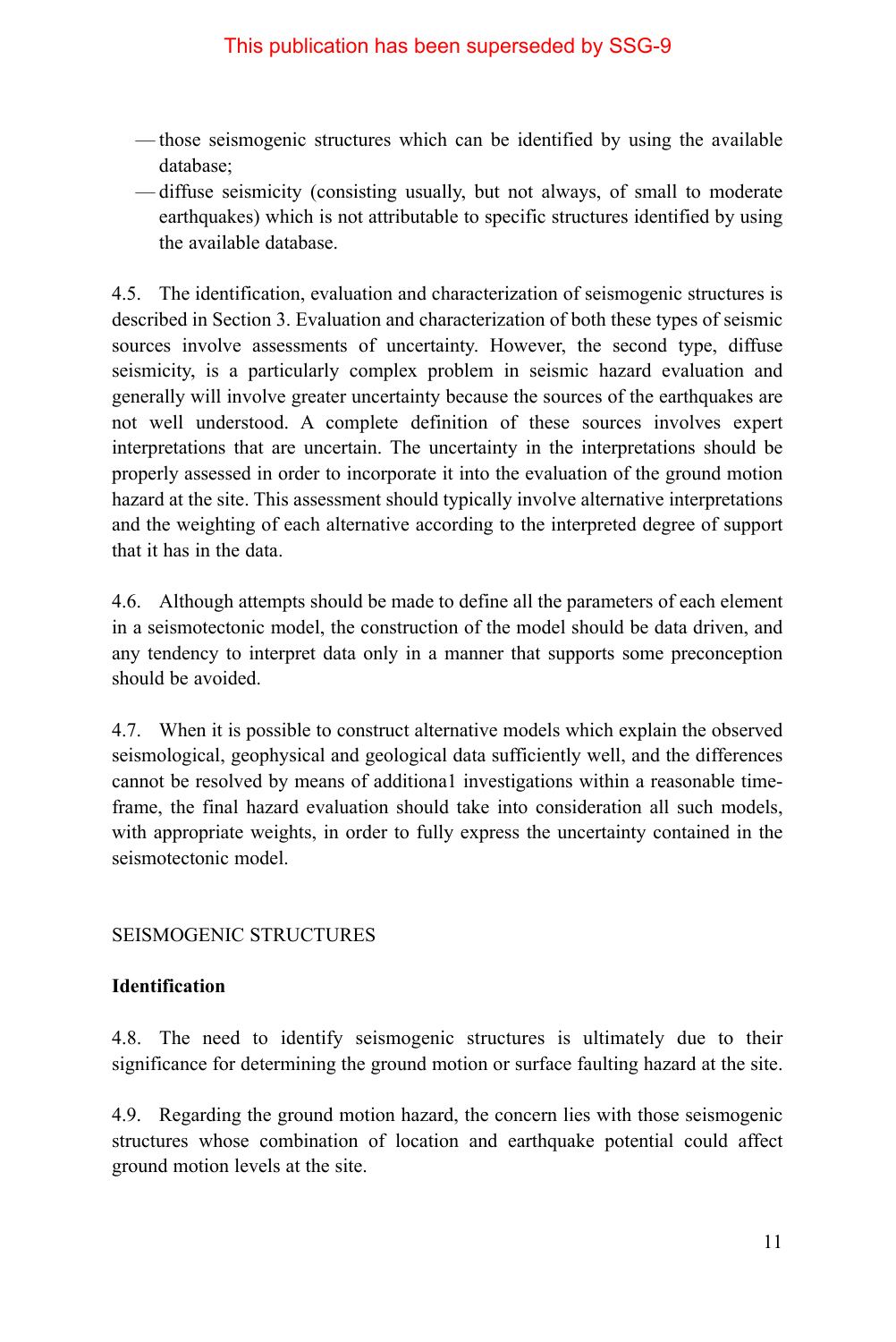This publication has been superseded by SSG-9

- those seismogenic structures which can be identified by using the available database;
- diffuse seismicity (consisting usually, but not always, of small to moderate earthquakes) which is not attributable to specific structures identified by using the available database.

4.5. The identification, evaluation and characterization of seismogenic structures is described in Section 3. Evaluation and characterization of both these types of seismic sources involve assessments of uncertainty. However, the second type, diffuse seismicity, is a particularly complex problem in seismic hazard evaluation and generally will involve greater uncertainty because the sources of the earthquakes are not well understood. A complete definition of these sources involves expert interpretations that are uncertain. The uncertainty in the interpretations should be properly assessed in order to incorporate it into the evaluation of the ground motion hazard at the site. This assessment should typically involve alternative interpretations and the weighting of each alternative according to the interpreted degree of support that it has in the data.

4.6. Although attempts should be made to define all the parameters of each element in a seismotectonic model, the construction of the model should be data driven, and any tendency to interpret data only in a manner that supports some preconception should be avoided.

4.7. When it is possible to construct alternative models which explain the observed seismological, geophysical and geological data sufficiently well, and the differences cannot be resolved by means of additiona1 investigations within a reasonable time-frame, the final hazard evaluation should take into consideration all such models, with appropriate weights, in order to fully express the uncertainty contained in the seismotectonic model.

## SEISMOGENIC STRUCTURES

### Identification

4.8. The need to identify seismogenic structures is ultimately due to their significance for determining the ground motion or surface faulting hazard at the site.

4.9. Regarding the ground motion hazard, the concern lies with those seismogenic structures whose combination of location and earthquake potential could affect ground motion levels at the site.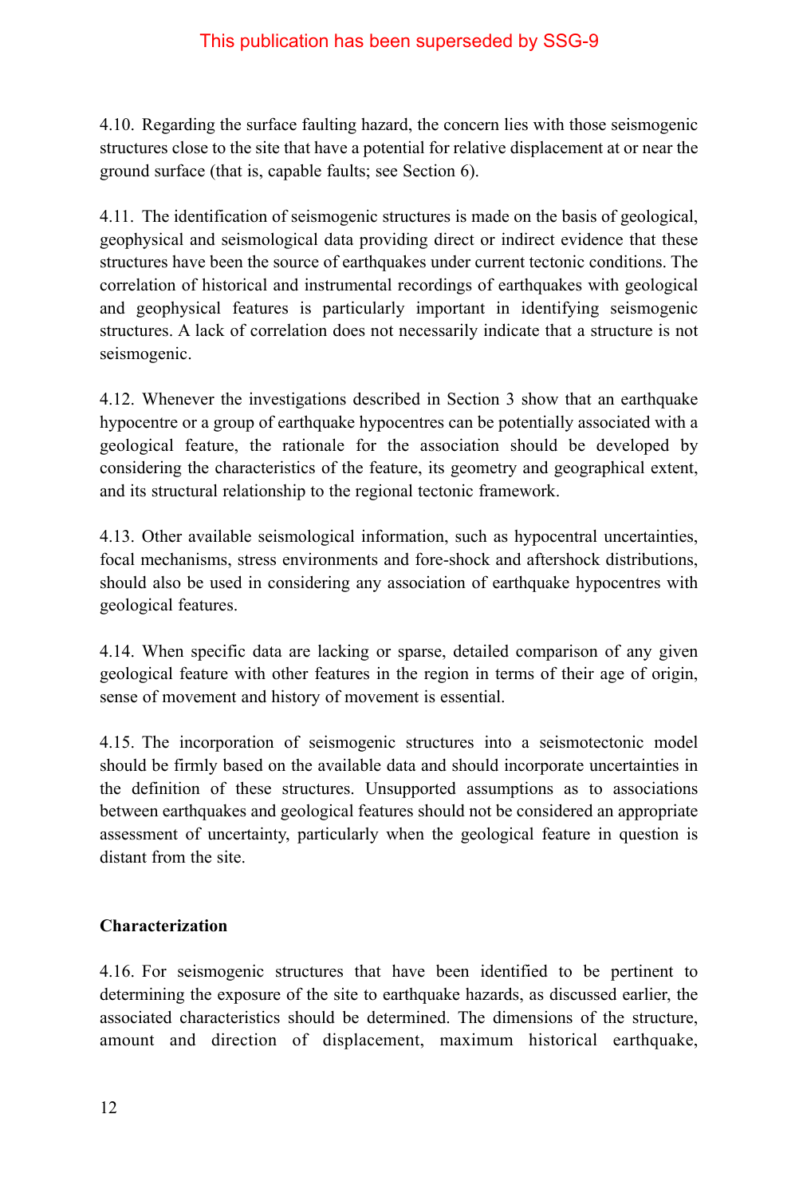4.10. Regarding the surface faulting hazard, the concern lies with those seismogenic structures close to the site that have a potential for relative displacement at or near the ground surface (that is, capable faults; see Section 6).

4.11. The identification of seismogenic structures is made on the basis of geological, geophysical and seismological data providing direct or indirect evidence that these structures have been the source of earthquakes under current tectonic conditions. The correlation of historical and instrumental recordings of earthquakes with geological and geophysical features is particularly important in identifying seismogenic structures. A lack of correlation does not necessarily indicate that a structure is not seismogenic.

4.12. Whenever the investigations described in Section 3 show that an earthquake hypocentre or a group of earthquake hypocentres can be potentially associated with a geological feature, the rationale for the association should be developed by considering the characteristics of the feature, its geometry and geographical extent, and its structural relationship to the regional tectonic framework.

4.13. Other available seismological information, such as hypocentral uncertainties, focal mechanisms, stress environments and fore-shock and aftershock distributions, should also be used in considering any association of earthquake hypocentres with geological features.

4.14. When specific data are lacking or sparse, detailed comparison of any given geological feature with other features in the region in terms of their age of origin, sense of movement and history of movement is essential.

4.15. The incorporation of seismogenic structures into a seismotectonic model should be firmly based on the available data and should incorporate uncertainties in the definition of these structures. Unsupported assumptions as to associations between earthquakes and geological features should not be considered an appropriate assessment of uncertainty, particularly when the geological feature in question is distant from the site.

### Characterization

4.16. For seismogenic structures that have been identified to be pertinent to determining the exposure of the site to earthquake hazards, as discussed earlier, the associated characteristics should be determined. The dimensions of the structure, amount and direction of displacement, maximum historical earthquake,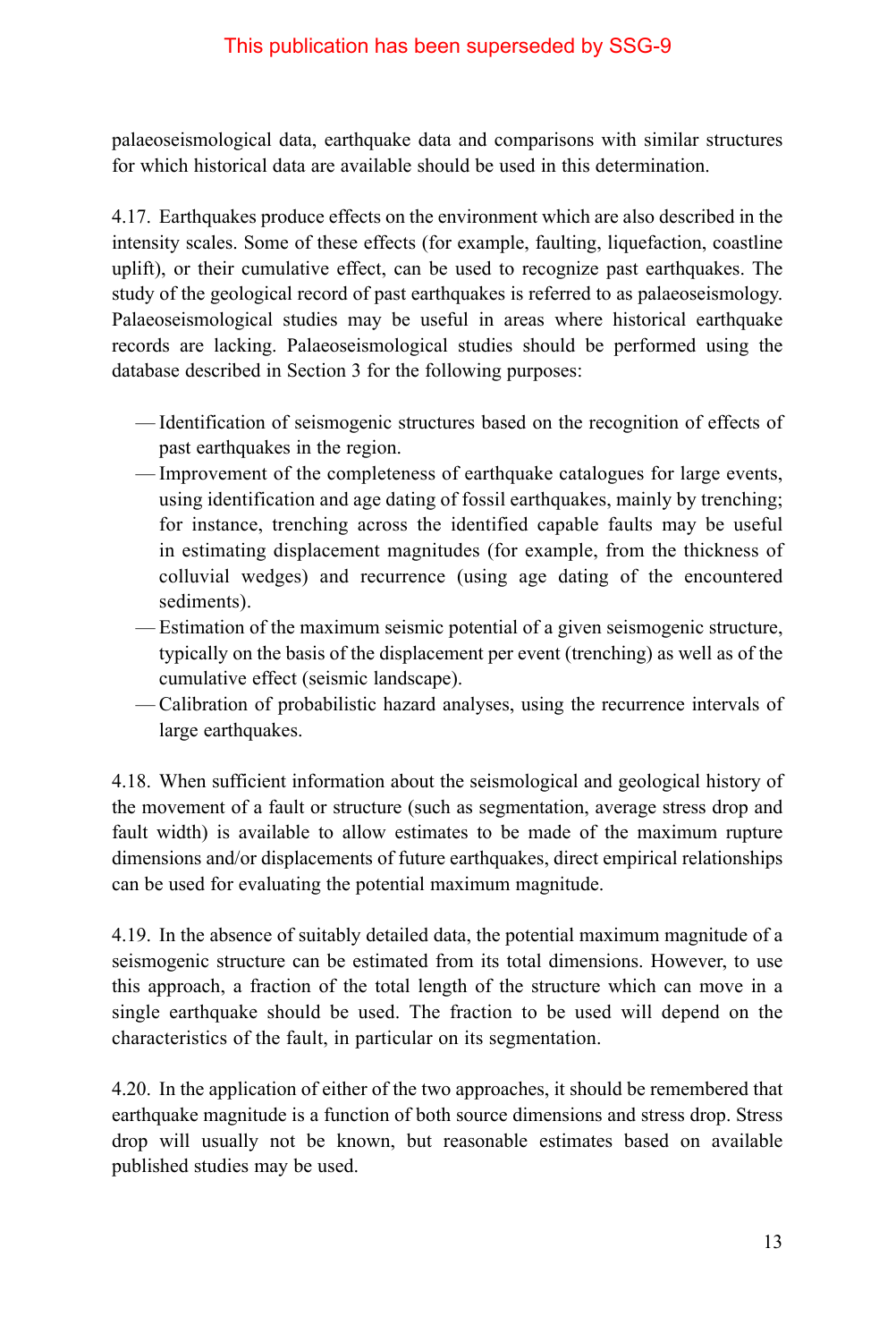palaeoseismological data, earthquake data and comparisons with similar structures for which historical data are available should be used in this determination.

4.17. Earthquakes produce effects on the environment which are also described in the intensity scales. Some of these effects (for example, faulting, liquefaction, coastline uplift), or their cumulative effect, can be used to recognize past earthquakes. The study of the geological record of past earthquakes is referred to as palaeoseismology. Palaeoseismological studies may be useful in areas where historical earthquake records are lacking. Palaeoseismological studies should be performed using the database described in Section 3 for the following purposes:

- Identification of seismogenic structures based on the recognition of effects of past earthquakes in the region.
- Improvement of the completeness of earthquake catalogues for large events, using identification and age dating of fossil earthquakes, mainly by trenching; for instance, trenching across the identified capable faults may be useful in estimating displacement magnitudes (for example, from the thickness of colluvial wedges) and recurrence (using age dating of the encountered sediments).
- Estimation of the maximum seismic potential of a given seismogenic structure, typically on the basis of the displacement per event (trenching) as well as of the cumulative effect (seismic landscape).
- Calibration of probabilistic hazard analyses, using the recurrence intervals of large earthquakes.

4.18. When sufficient information about the seismological and geological history of the movement of a fault or structure (such as segmentation, average stress drop and fault width) is available to allow estimates to be made of the maximum rupture dimensions and/or displacements of future earthquakes, direct empirical relationships can be used for evaluating the potential maximum magnitude.

4.19. In the absence of suitably detailed data, the potential maximum magnitude of a seismogenic structure can be estimated from its total dimensions. However, to use this approach, a fraction of the total length of the structure which can move in a single earthquake should be used. The fraction to be used will depend on the characteristics of the fault, in particular on its segmentation.

4.20. In the application of either of the two approaches, it should be remembered that earthquake magnitude is a function of both source dimensions and stress drop. Stress drop will usually not be known, but reasonable estimates based on available published studies may be used.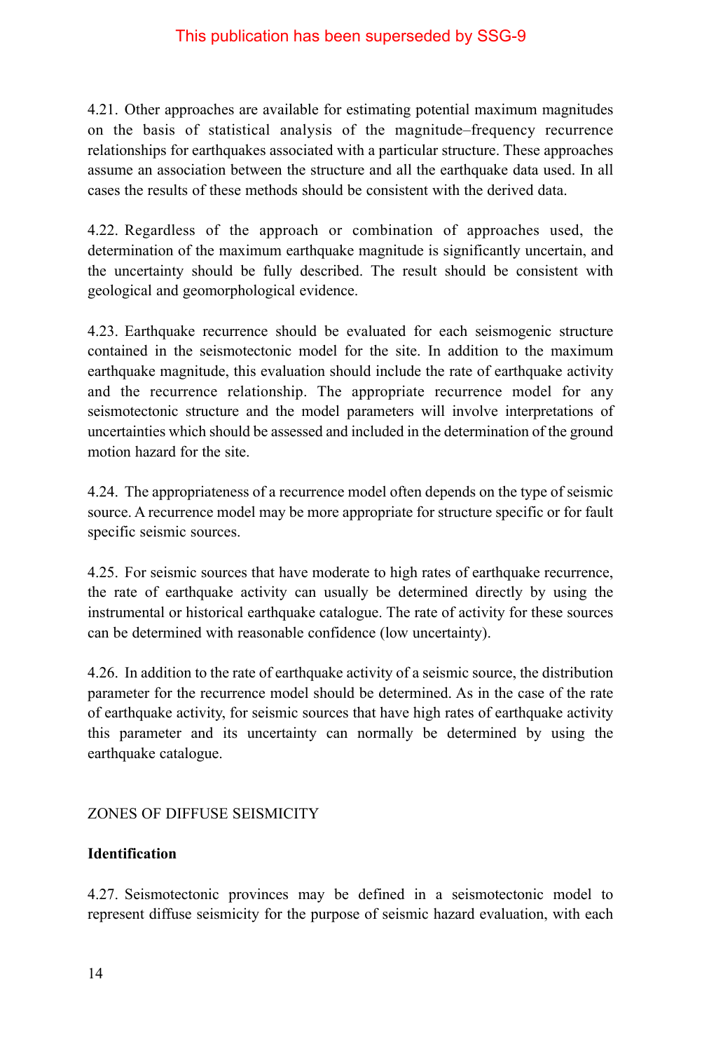This publication has been superseded by SSG-9

4.21. Other approaches are available for estimating potential maximum magnitudes on the basis of statistical analysis of the magnitude–frequency recurrence relationships for earthquakes associated with a particular structure. These approaches assume an association between the structure and all the earthquake data used. In all cases the results of these methods should be consistent with the derived data.

4.22. Regardless of the approach or combination of approaches used, the determination of the maximum earthquake magnitude is significantly uncertain, and the uncertainty should be fully described. The result should be consistent with geological and geomorphological evidence.

4.23. Earthquake recurrence should be evaluated for each seismogenic structure contained in the seismotectonic model for the site. In addition to the maximum earthquake magnitude, this evaluation should include the rate of earthquake activity and the recurrence relationship. The appropriate recurrence model for any seismotectonic structure and the model parameters will involve interpretations of uncertainties which should be assessed and included in the determination of the ground motion hazard for the site.

4.24. The appropriateness of a recurrence model often depends on the type of seismic source. A recurrence model may be more appropriate for structure specific or for fault specific seismic sources.

4.25. For seismic sources that have moderate to high rates of earthquake recurrence, the rate of earthquake activity can usually be determined directly by using the instrumental or historical earthquake catalogue. The rate of activity for these sources can be determined with reasonable confidence (low uncertainty).

4.26. In addition to the rate of earthquake activity of a seismic source, the distribution parameter for the recurrence model should be determined. As in the case of the rate of earthquake activity, for seismic sources that have high rates of earthquake activity this parameter and its uncertainty can normally be determined by using the earthquake catalogue.

## ZONES OF DIFFUSE SEISMICITY

### Identification

4.27. Seismotectonic provinces may be defined in a seismotectonic model to represent diffuse seismicity for the purpose of seismic hazard evaluation, with each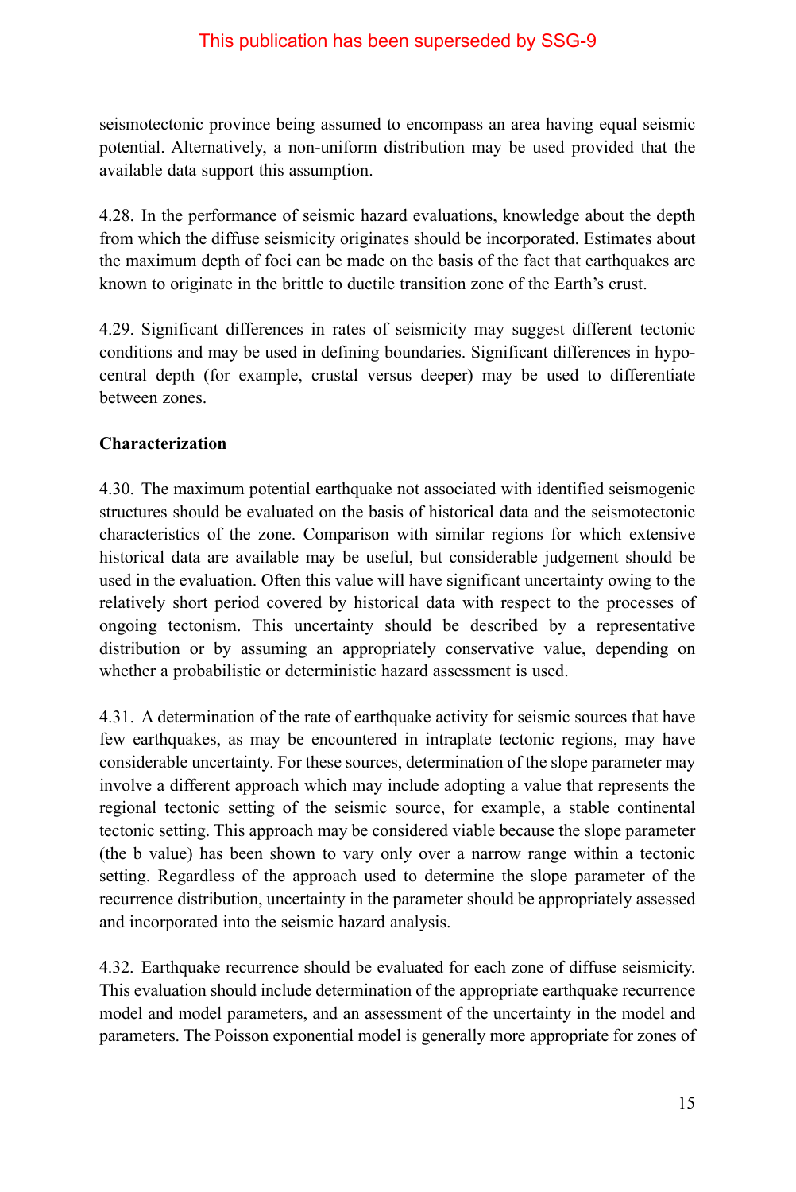seismotectonic province being assumed to encompass an area having equal seismic potential. Alternatively, a non-uniform distribution may be used provided that the available data support this assumption.

4.28. In the performance of seismic hazard evaluations, knowledge about the depth from which the diffuse seismicity originates should be incorporated. Estimates about the maximum depth of foci can be made on the basis of the fact that earthquakes are known to originate in the brittle to ductile transition zone of the Earth's crust.

4.29. Significant differences in rates of seismicity may suggest different tectonic conditions and may be used in defining boundaries. Significant differences in hypocentral depth (for example, crustal versus deeper) may be used to differentiate between zones.

### Characterization

4.30. The maximum potential earthquake not associated with identified seismogenic structures should be evaluated on the basis of historical data and the seismotectonic characteristics of the zone. Comparison with similar regions for which extensive historical data are available may be useful, but considerable judgement should be used in the evaluation. Often this value will have significant uncertainty owing to the relatively short period covered by historical data with respect to the processes of ongoing tectonism. This uncertainty should be described by a representative distribution or by assuming an appropriately conservative value, depending on whether a probabilistic or deterministic hazard assessment is used.

4.31. A determination of the rate of earthquake activity for seismic sources that have few earthquakes, as may be encountered in intraplate tectonic regions, may have considerable uncertainty. For these sources, determination of the slope parameter may involve a different approach which may include adopting a value that represents the regional tectonic setting of the seismic source, for example, a stable continental tectonic setting. This approach may be considered viable because the slope parameter (the b value) has been shown to vary only over a narrow range within a tectonic setting. Regardless of the approach used to determine the slope parameter of the recurrence distribution, uncertainty in the parameter should be appropriately assessed and incorporated into the seismic hazard analysis.

4.32. Earthquake recurrence should be evaluated for each zone of diffuse seismicity. This evaluation should include determination of the appropriate earthquake recurrence model and model parameters, and an assessment of the uncertainty in the model and parameters. The Poisson exponential model is generally more appropriate for zones of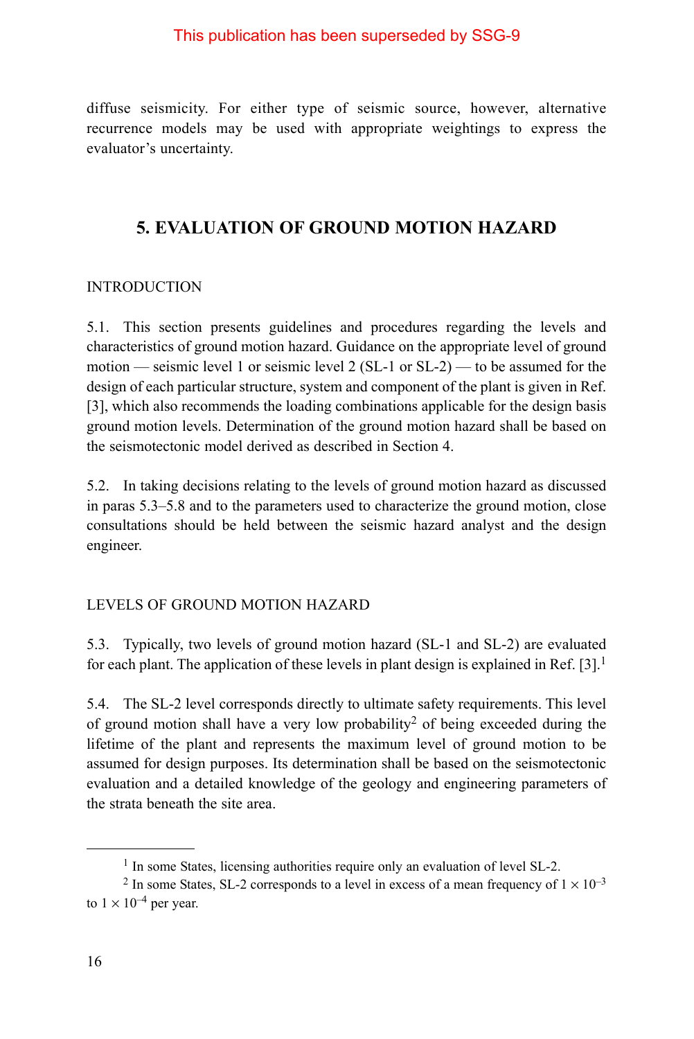This publication has been superseded by SSG-9

diffuse seismicity. For either type of seismic source, however, alternative recurrence models may be used with appropriate weightings to express the evaluator's uncertainty.

## 5. EVALUATION OF GROUND MOTION HAZARD

### INTRODUCTION

5.1. This section presents guidelines and procedures regarding the levels and characteristics of ground motion hazard. Guidance on the appropriate level of ground motion — seismic level 1 or seismic level 2 (SL-1 or SL-2) — to be assumed for the design of each particular structure, system and component of the plant is given in Ref. [3], which also recommends the loading combinations applicable for the design basis ground motion levels. Determination of the ground motion hazard shall be based on the seismotectonic model derived as described in Section 4.

5.2. In taking decisions relating to the levels of ground motion hazard as discussed in paras 5.3–5.8 and to the parameters used to characterize the ground motion, close consultations should be held between the seismic hazard analyst and the design engineer.

### LEVELS OF GROUND MOTION HAZARD

5.3. Typically, two levels of ground motion hazard (SL-1 and SL-2) are evaluated for each plant. The application of these levels in plant design is explained in Ref. [3].[1]

5.4. The SL-2 level corresponds directly to ultimate safety requirements. This level of ground motion shall have a very low probability[2] of being exceeded during the lifetime of the plant and represents the maximum level of ground motion to be assumed for design purposes. Its determination shall be based on the seismotectonic evaluation and a detailed knowledge of the geology and engineering parameters of the strata beneath the site area.

---

[1] In some States, licensing authorities require only an evaluation of level SL-2.

[2] In some States, SL-2 corresponds to a level in excess of a mean frequency of $1 \times 10^{-3}$ to $1 \times 10^{-4}$ per year.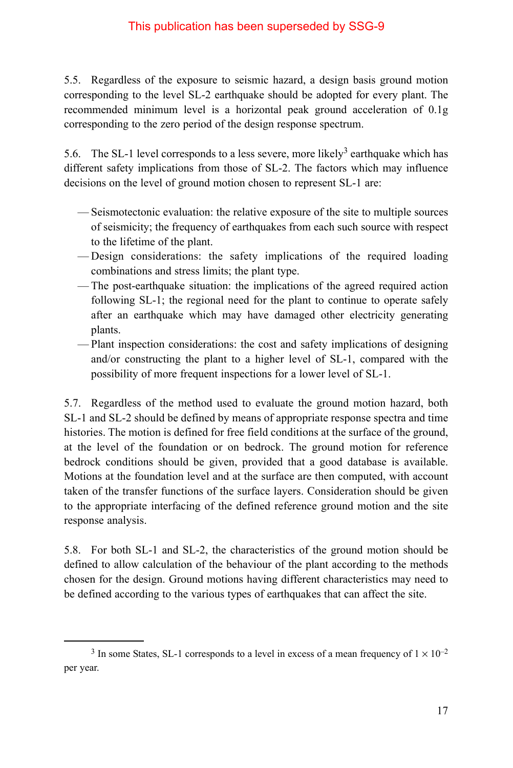This publication has been superseded by SSG-9

5.5. Regardless of the exposure to seismic hazard, a design basis ground motion corresponding to the level SL-2 earthquake should be adopted for every plant. The recommended minimum level is a horizontal peak ground acceleration of 0.1g corresponding to the zero period of the design response spectrum.

5.6. The SL-1 level corresponds to a less severe, more likely[3] earthquake which has different safety implications from those of SL-2. The factors which may influence decisions on the level of ground motion chosen to represent SL-1 are:

- Seismotectonic evaluation: the relative exposure of the site to multiple sources of seismicity; the frequency of earthquakes from each such source with respect to the lifetime of the plant.
- Design considerations: the safety implications of the required loading combinations and stress limits; the plant type.
- The post-earthquake situation: the implications of the agreed required action following SL-1; the regional need for the plant to continue to operate safely after an earthquake which may have damaged other electricity generating plants.
- Plant inspection considerations: the cost and safety implications of designing and/or constructing the plant to a higher level of SL-1, compared with the possibility of more frequent inspections for a lower level of SL-1.

5.7. Regardless of the method used to evaluate the ground motion hazard, both SL-1 and SL-2 should be defined by means of appropriate response spectra and time histories. The motion is defined for free field conditions at the surface of the ground, at the level of the foundation or on bedrock. The ground motion for reference bedrock conditions should be given, provided that a good database is available. Motions at the foundation level and at the surface are then computed, with account taken of the transfer functions of the surface layers. Consideration should be given to the appropriate interfacing of the defined reference ground motion and the site response analysis.

5.8. For both SL-1 and SL-2, the characteristics of the ground motion should be defined to allow calculation of the behaviour of the plant according to the methods chosen for the design. Ground motions having different characteristics may need to be defined according to the various types of earthquakes that can affect the site.

---

[3] In some States, SL-1 corresponds to a level in excess of a mean frequency of $1 \times 10^{-2}$ per year.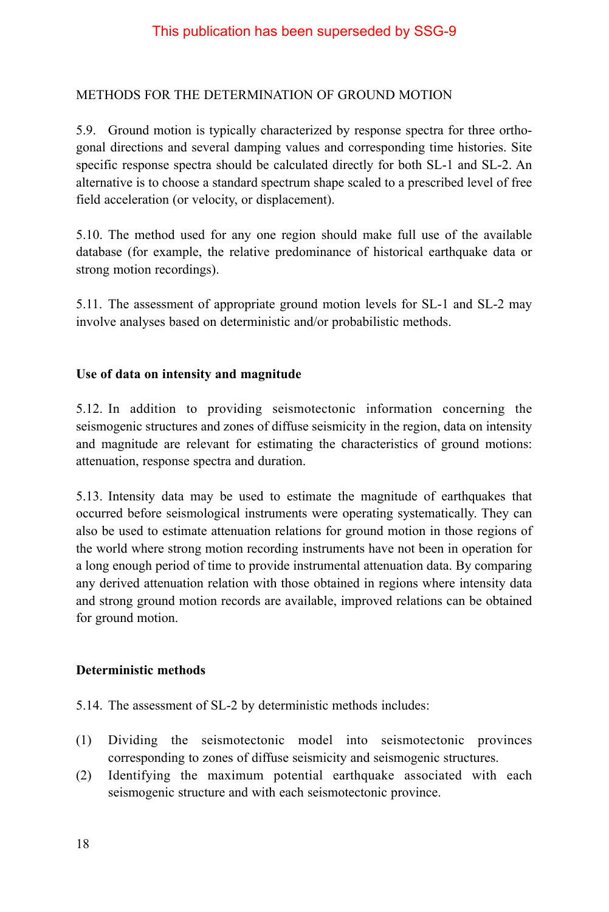This publication has been superseded by SSG-9

## METHODS FOR THE DETERMINATION OF GROUND MOTION

5.9. Ground motion is typically characterized by response spectra for three orthogonal directions and several damping values and corresponding time histories. Site specific response spectra should be calculated directly for both SL-1 and SL-2. An alternative is to choose a standard spectrum shape scaled to a prescribed level of free field acceleration (or velocity, or displacement).

5.10. The method used for any one region should make full use of the available database (for example, the relative predominance of historical earthquake data or strong motion recordings).

5.11. The assessment of appropriate ground motion levels for SL-1 and SL-2 may involve analyses based on deterministic and/or probabilistic methods.

### Use of data on intensity and magnitude

5.12. In addition to providing seismotectonic information concerning the seismogenic structures and zones of diffuse seismicity in the region, data on intensity and magnitude are relevant for estimating the characteristics of ground motions: attenuation, response spectra and duration.

5.13. Intensity data may be used to estimate the magnitude of earthquakes that occurred before seismological instruments were operating systematically. They can also be used to estimate attenuation relations for ground motion in those regions of the world where strong motion recording instruments have not been in operation for a long enough period of time to provide instrumental attenuation data. By comparing any derived attenuation relation with those obtained in regions where intensity data and strong ground motion records are available, improved relations can be obtained for ground motion.

### Deterministic methods

5.14. The assessment of SL-2 by deterministic methods includes:

(1) Dividing the seismotectonic model into seismotectonic provinces corresponding to zones of diffuse seismicity and seismogenic structures.
(2) Identifying the maximum potential earthquake associated with each seismogenic structure and with each seismotectonic province.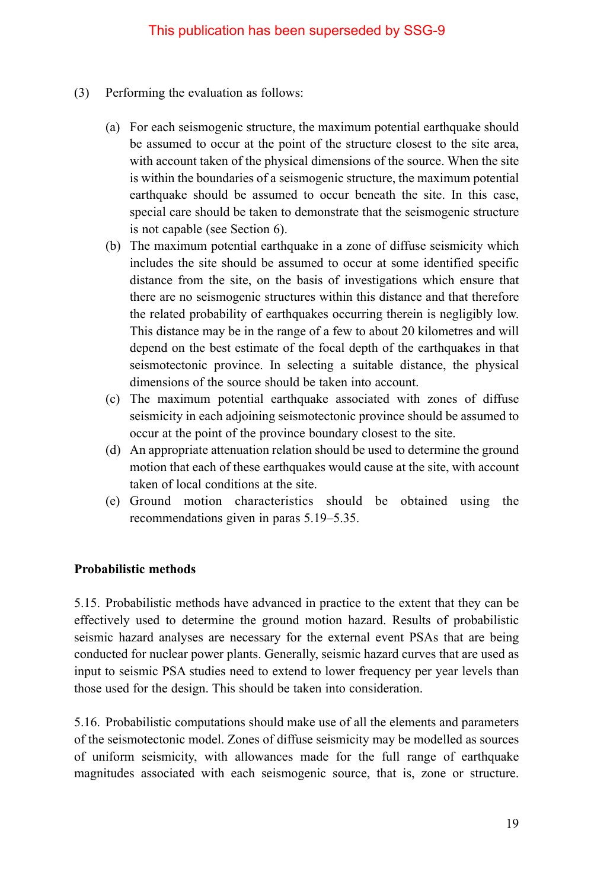This publication has been superseded by SSG-9

(3) Performing the evaluation as follows:

   (a) For each seismogenic structure, the maximum potential earthquake should be assumed to occur at the point of the structure closest to the site area, with account taken of the physical dimensions of the source. When the site is within the boundaries of a seismogenic structure, the maximum potential earthquake should be assumed to occur beneath the site. In this case, special care should be taken to demonstrate that the seismogenic structure is not capable (see Section 6).
   (b) The maximum potential earthquake in a zone of diffuse seismicity which includes the site should be assumed to occur at some identified specific distance from the site, on the basis of investigations which ensure that there are no seismogenic structures within this distance and that therefore the related probability of earthquakes occurring therein is negligibly low. This distance may be in the range of a few to about 20 kilometres and will depend on the best estimate of the focal depth of the earthquakes in that seismotectonic province. In selecting a suitable distance, the physical dimensions of the source should be taken into account.
   (c) The maximum potential earthquake associated with zones of diffuse seismicity in each adjoining seismotectonic province should be assumed to occur at the point of the province boundary closest to the site.
   (d) An appropriate attenuation relation should be used to determine the ground motion that each of these earthquakes would cause at the site, with account taken of local conditions at the site.
   (e) Ground motion characteristics should be obtained using the recommendations given in paras 5.19–5.35.

**Probabilistic methods**

5.15. Probabilistic methods have advanced in practice to the extent that they can be effectively used to determine the ground motion hazard. Results of probabilistic seismic hazard analyses are necessary for the external event PSAs that are being conducted for nuclear power plants. Generally, seismic hazard curves that are used as input to seismic PSA studies need to extend to lower frequency per year levels than those used for the design. This should be taken into consideration.

5.16. Probabilistic computations should make use of all the elements and parameters of the seismotectonic model. Zones of diffuse seismicity may be modelled as sources of uniform seismicity, with allowances made for the full range of earthquake magnitudes associated with each seismogenic source, that is, zone or structure.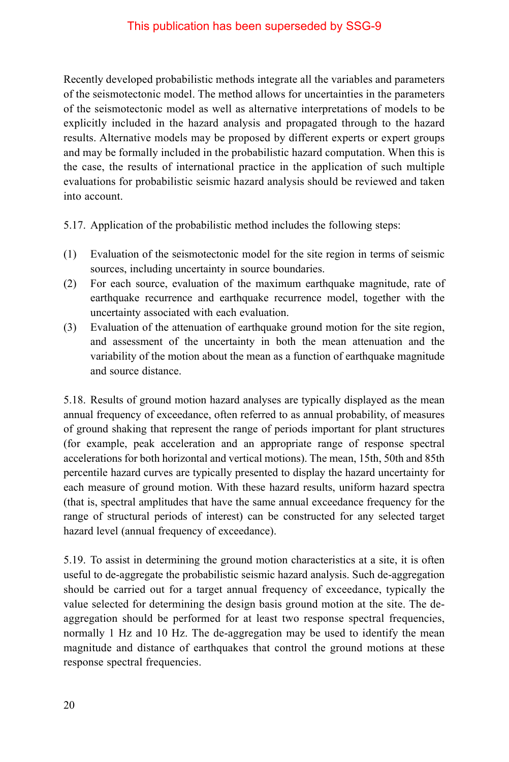This publication has been superseded by SSG-9

Recently developed probabilistic methods integrate all the variables and parameters of the seismotectonic model. The method allows for uncertainties in the parameters of the seismotectonic model as well as alternative interpretations of models to be explicitly included in the hazard analysis and propagated through to the hazard results. Alternative models may be proposed by different experts or expert groups and may be formally included in the probabilistic hazard computation. When this is the case, the results of international practice in the application of such multiple evaluations for probabilistic seismic hazard analysis should be reviewed and taken into account.

5.17. Application of the probabilistic method includes the following steps:

(1) Evaluation of the seismotectonic model for the site region in terms of seismic sources, including uncertainty in source boundaries.
(2) For each source, evaluation of the maximum earthquake magnitude, rate of earthquake recurrence and earthquake recurrence model, together with the uncertainty associated with each evaluation.
(3) Evaluation of the attenuation of earthquake ground motion for the site region, and assessment of the uncertainty in both the mean attenuation and the variability of the motion about the mean as a function of earthquake magnitude and source distance.

5.18. Results of ground motion hazard analyses are typically displayed as the mean annual frequency of exceedance, often referred to as annual probability, of measures of ground shaking that represent the range of periods important for plant structures (for example, peak acceleration and an appropriate range of response spectral accelerations for both horizontal and vertical motions). The mean, 15th, 50th and 85th percentile hazard curves are typically presented to display the hazard uncertainty for each measure of ground motion. With these hazard results, uniform hazard spectra (that is, spectral amplitudes that have the same annual exceedance frequency for the range of structural periods of interest) can be constructed for any selected target hazard level (annual frequency of exceedance).

5.19. To assist in determining the ground motion characteristics at a site, it is often useful to de-aggregate the probabilistic seismic hazard analysis. Such de-aggregation should be carried out for a target annual frequency of exceedance, typically the value selected for determining the design basis ground motion at the site. The de-aggregation should be performed for at least two response spectral frequencies, normally 1 Hz and 10 Hz. The de-aggregation may be used to identify the mean magnitude and distance of earthquakes that control the ground motions at these response spectral frequencies.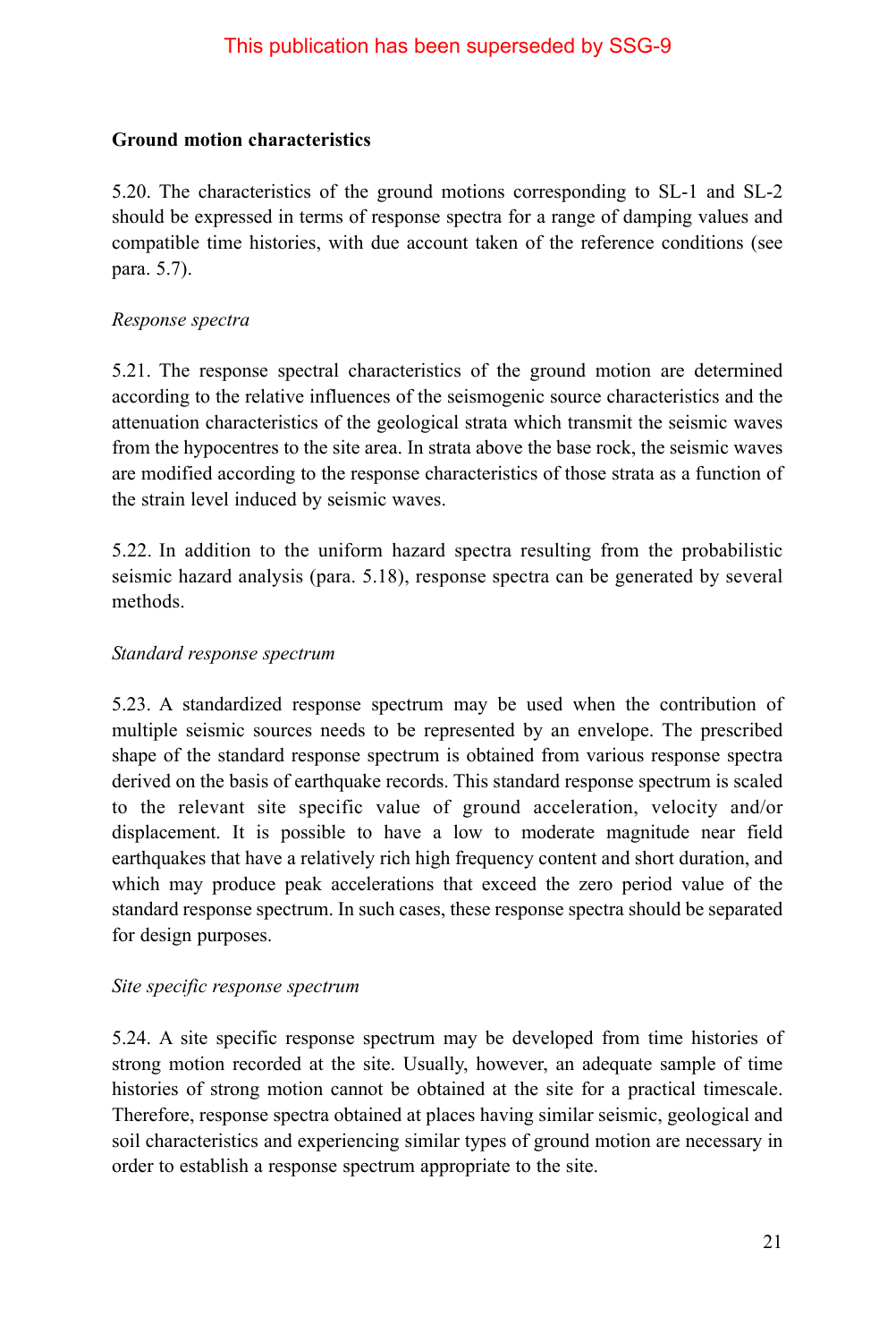This publication has been superseded by SSG-9

**Ground motion characteristics**

5.20. The characteristics of the ground motions corresponding to SL-1 and SL-2 should be expressed in terms of response spectra for a range of damping values and compatible time histories, with due account taken of the reference conditions (see para. 5.7).

*Response spectra*

5.21. The response spectral characteristics of the ground motion are determined according to the relative influences of the seismogenic source characteristics and the attenuation characteristics of the geological strata which transmit the seismic waves from the hypocentres to the site area. In strata above the base rock, the seismic waves are modified according to the response characteristics of those strata as a function of the strain level induced by seismic waves.

5.22. In addition to the uniform hazard spectra resulting from the probabilistic seismic hazard analysis (para. 5.18), response spectra can be generated by several methods.

*Standard response spectrum*

5.23. A standardized response spectrum may be used when the contribution of multiple seismic sources needs to be represented by an envelope. The prescribed shape of the standard response spectrum is obtained from various response spectra derived on the basis of earthquake records. This standard response spectrum is scaled to the relevant site specific value of ground acceleration, velocity and/or displacement. It is possible to have a low to moderate magnitude near field earthquakes that have a relatively rich high frequency content and short duration, and which may produce peak accelerations that exceed the zero period value of the standard response spectrum. In such cases, these response spectra should be separated for design purposes.

*Site specific response spectrum*

5.24. A site specific response spectrum may be developed from time histories of strong motion recorded at the site. Usually, however, an adequate sample of time histories of strong motion cannot be obtained at the site for a practical timescale. Therefore, response spectra obtained at places having similar seismic, geological and soil characteristics and experiencing similar types of ground motion are necessary in order to establish a response spectrum appropriate to the site.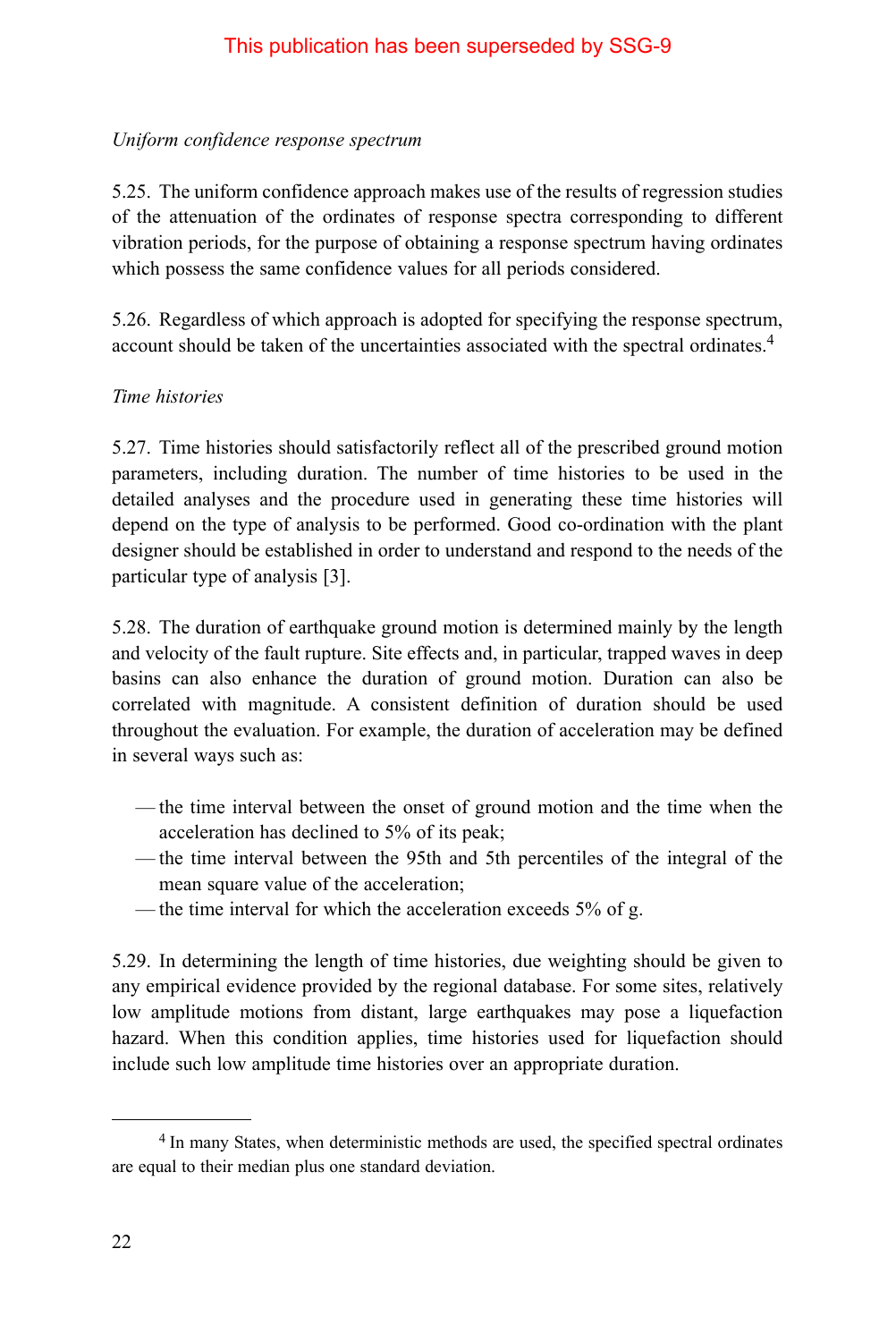This publication has been superseded by SSG-9

*Uniform confidence response spectrum*

5.25. The uniform confidence approach makes use of the results of regression studies of the attenuation of the ordinates of response spectra corresponding to different vibration periods, for the purpose of obtaining a response spectrum having ordinates which possess the same confidence values for all periods considered.

5.26. Regardless of which approach is adopted for specifying the response spectrum, account should be taken of the uncertainties associated with the spectral ordinates.[4]

*Time histories*

5.27. Time histories should satisfactorily reflect all of the prescribed ground motion parameters, including duration. The number of time histories to be used in the detailed analyses and the procedure used in generating these time histories will depend on the type of analysis to be performed. Good co-ordination with the plant designer should be established in order to understand and respond to the needs of the particular type of analysis [3].

5.28. The duration of earthquake ground motion is determined mainly by the length and velocity of the fault rupture. Site effects and, in particular, trapped waves in deep basins can also enhance the duration of ground motion. Duration can also be correlated with magnitude. A consistent definition of duration should be used throughout the evaluation. For example, the duration of acceleration may be defined in several ways such as:

- — the time interval between the onset of ground motion and the time when the acceleration has declined to 5% of its peak;
- — the time interval between the 95th and 5th percentiles of the integral of the mean square value of the acceleration;
- — the time interval for which the acceleration exceeds 5% of g.

5.29. In determining the length of time histories, due weighting should be given to any empirical evidence provided by the regional database. For some sites, relatively low amplitude motions from distant, large earthquakes may pose a liquefaction hazard. When this condition applies, time histories used for liquefaction should include such low amplitude time histories over an appropriate duration.

[4] In many States, when deterministic methods are used, the specified spectral ordinates are equal to their median plus one standard deviation.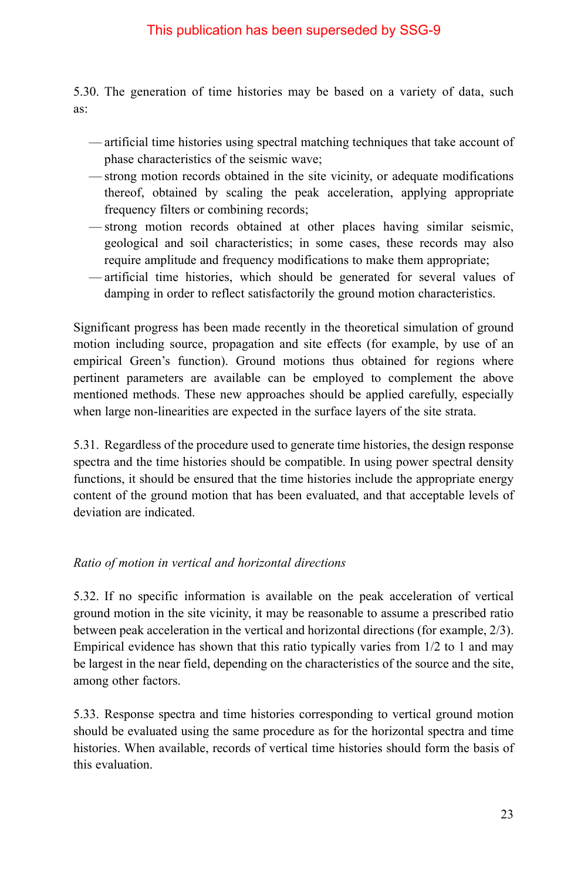This publication has been superseded by SSG-9

5.30. The generation of time histories may be based on a variety of data, such as:

- artificial time histories using spectral matching techniques that take account of phase characteristics of the seismic wave;
- strong motion records obtained in the site vicinity, or adequate modifications thereof, obtained by scaling the peak acceleration, applying appropriate frequency filters or combining records;
- strong motion records obtained at other places having similar seismic, geological and soil characteristics; in some cases, these records may also require amplitude and frequency modifications to make them appropriate;
- artificial time histories, which should be generated for several values of damping in order to reflect satisfactorily the ground motion characteristics.

Significant progress has been made recently in the theoretical simulation of ground motion including source, propagation and site effects (for example, by use of an empirical Green's function). Ground motions thus obtained for regions where pertinent parameters are available can be employed to complement the above mentioned methods. These new approaches should be applied carefully, especially when large non-linearities are expected in the surface layers of the site strata.

5.31. Regardless of the procedure used to generate time histories, the design response spectra and the time histories should be compatible. In using power spectral density functions, it should be ensured that the time histories include the appropriate energy content of the ground motion that has been evaluated, and that acceptable levels of deviation are indicated.

*Ratio of motion in vertical and horizontal directions*

5.32. If no specific information is available on the peak acceleration of vertical ground motion in the site vicinity, it may be reasonable to assume a prescribed ratio between peak acceleration in the vertical and horizontal directions (for example, 2/3). Empirical evidence has shown that this ratio typically varies from 1/2 to 1 and may be largest in the near field, depending on the characteristics of the source and the site, among other factors.

5.33. Response spectra and time histories corresponding to vertical ground motion should be evaluated using the same procedure as for the horizontal spectra and time histories. When available, records of vertical time histories should form the basis of this evaluation.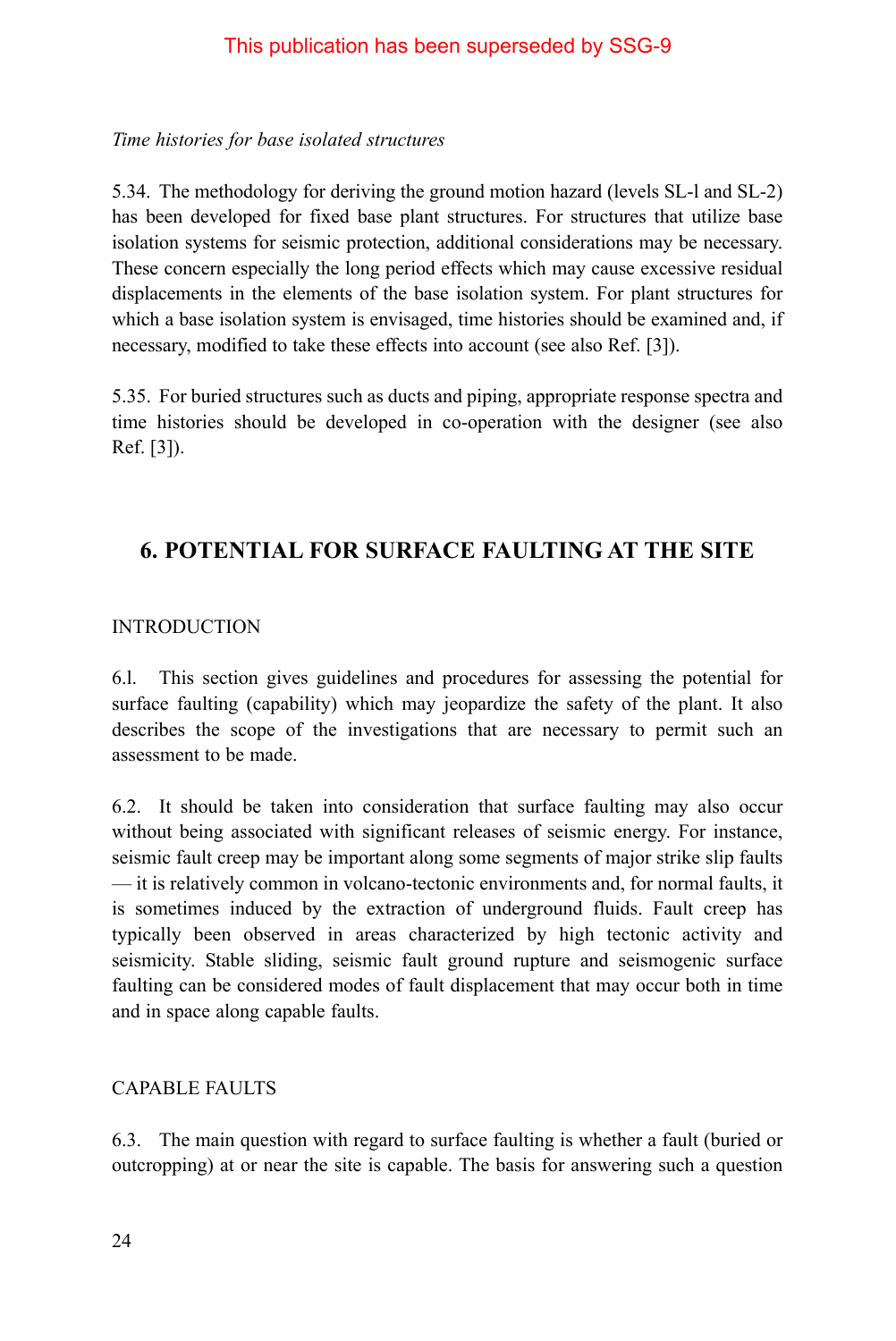This publication has been superseded by SSG-9

*Time histories for base isolated structures*

5.34. The methodology for deriving the ground motion hazard (levels SL-l and SL-2) has been developed for fixed base plant structures. For structures that utilize base isolation systems for seismic protection, additional considerations may be necessary. These concern especially the long period effects which may cause excessive residual displacements in the elements of the base isolation system. For plant structures for which a base isolation system is envisaged, time histories should be examined and, if necessary, modified to take these effects into account (see also Ref. [3]).

5.35. For buried structures such as ducts and piping, appropriate response spectra and time histories should be developed in co-operation with the designer (see also Ref. [3]).

## 6. POTENTIAL FOR SURFACE FAULTING AT THE SITE

### INTRODUCTION

6.l. This section gives guidelines and procedures for assessing the potential for surface faulting (capability) which may jeopardize the safety of the plant. It also describes the scope of the investigations that are necessary to permit such an assessment to be made.

6.2. It should be taken into consideration that surface faulting may also occur without being associated with significant releases of seismic energy. For instance, seismic fault creep may be important along some segments of major strike slip faults — it is relatively common in volcano-tectonic environments and, for normal faults, it is sometimes induced by the extraction of underground fluids. Fault creep has typically been observed in areas characterized by high tectonic activity and seismicity. Stable sliding, seismic fault ground rupture and seismogenic surface faulting can be considered modes of fault displacement that may occur both in time and in space along capable faults.

### CAPABLE FAULTS

6.3. The main question with regard to surface faulting is whether a fault (buried or outcropping) at or near the site is capable. The basis for answering such a question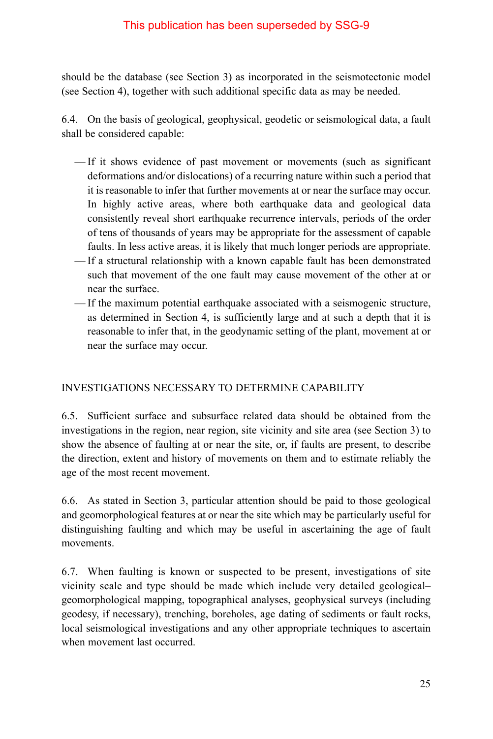should be the database (see Section 3) as incorporated in the seismotectonic model (see Section 4), together with such additional specific data as may be needed.

6.4. On the basis of geological, geophysical, geodetic or seismological data, a fault shall be considered capable:

- If it shows evidence of past movement or movements (such as significant deformations and/or dislocations) of a recurring nature within such a period that it is reasonable to infer that further movements at or near the surface may occur. In highly active areas, where both earthquake data and geological data consistently reveal short earthquake recurrence intervals, periods of the order of tens of thousands of years may be appropriate for the assessment of capable faults. In less active areas, it is likely that much longer periods are appropriate.
- If a structural relationship with a known capable fault has been demonstrated such that movement of the one fault may cause movement of the other at or near the surface.
- If the maximum potential earthquake associated with a seismogenic structure, as determined in Section 4, is sufficiently large and at such a depth that it is reasonable to infer that, in the geodynamic setting of the plant, movement at or near the surface may occur.

## INVESTIGATIONS NECESSARY TO DETERMINE CAPABILITY

6.5. Sufficient surface and subsurface related data should be obtained from the investigations in the region, near region, site vicinity and site area (see Section 3) to show the absence of faulting at or near the site, or, if faults are present, to describe the direction, extent and history of movements on them and to estimate reliably the age of the most recent movement.

6.6. As stated in Section 3, particular attention should be paid to those geological and geomorphological features at or near the site which may be particularly useful for distinguishing faulting and which may be useful in ascertaining the age of fault movements.

6.7. When faulting is known or suspected to be present, investigations of site vicinity scale and type should be made which include very detailed geological–geomorphological mapping, topographical analyses, geophysical surveys (including geodesy, if necessary), trenching, boreholes, age dating of sediments or fault rocks, local seismological investigations and any other appropriate techniques to ascertain when movement last occurred.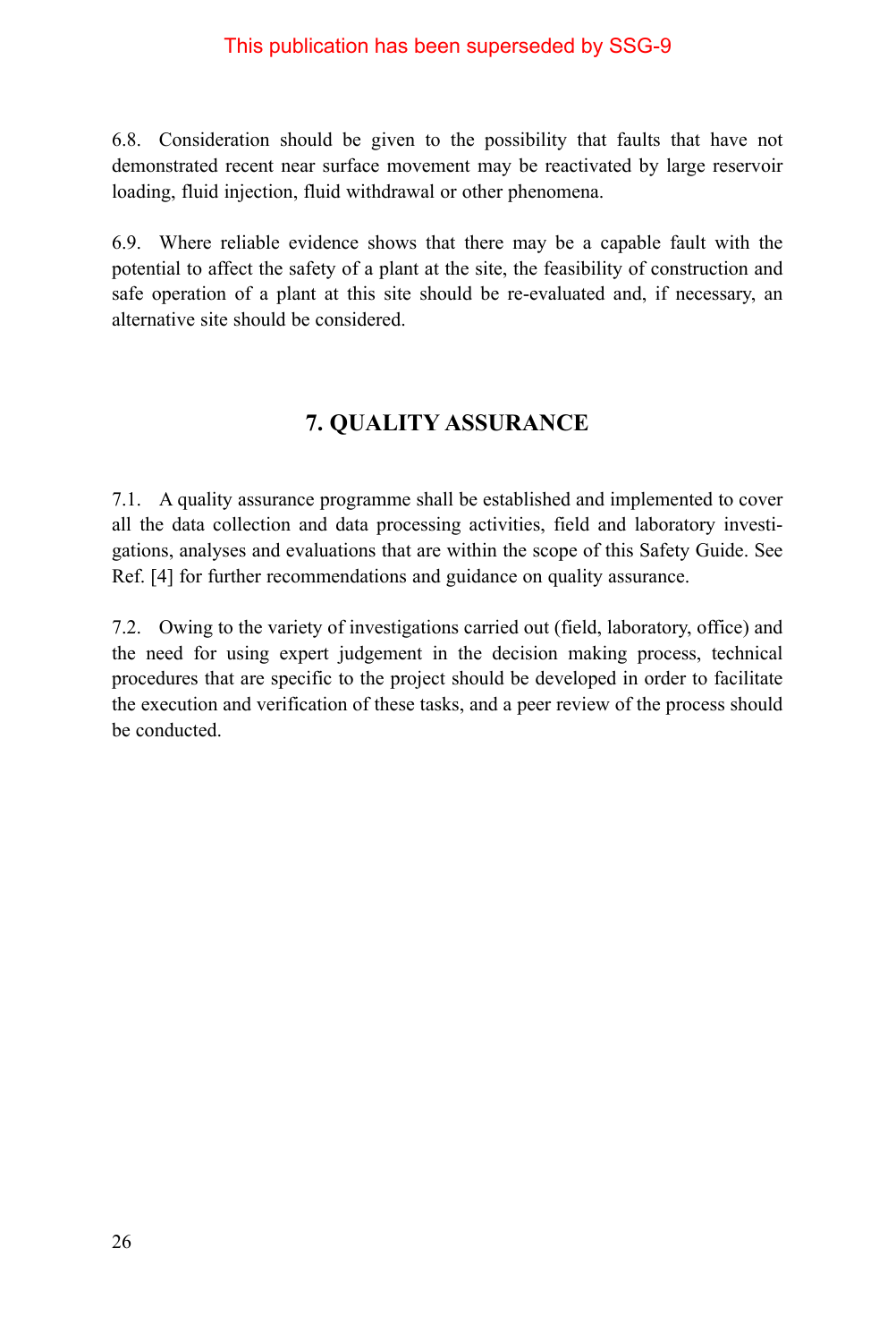6.8. Consideration should be given to the possibility that faults that have not demonstrated recent near surface movement may be reactivated by large reservoir loading, fluid injection, fluid withdrawal or other phenomena.

6.9. Where reliable evidence shows that there may be a capable fault with the potential to affect the safety of a plant at the site, the feasibility of construction and safe operation of a plant at this site should be re-evaluated and, if necessary, an alternative site should be considered.

## 7. QUALITY ASSURANCE

7.1. A quality assurance programme shall be established and implemented to cover all the data collection and data processing activities, field and laboratory investigations, analyses and evaluations that are within the scope of this Safety Guide. See Ref. [4] for further recommendations and guidance on quality assurance.

7.2. Owing to the variety of investigations carried out (field, laboratory, office) and the need for using expert judgement in the decision making process, technical procedures that are specific to the project should be developed in order to facilitate the execution and verification of these tasks, and a peer review of the process should be conducted.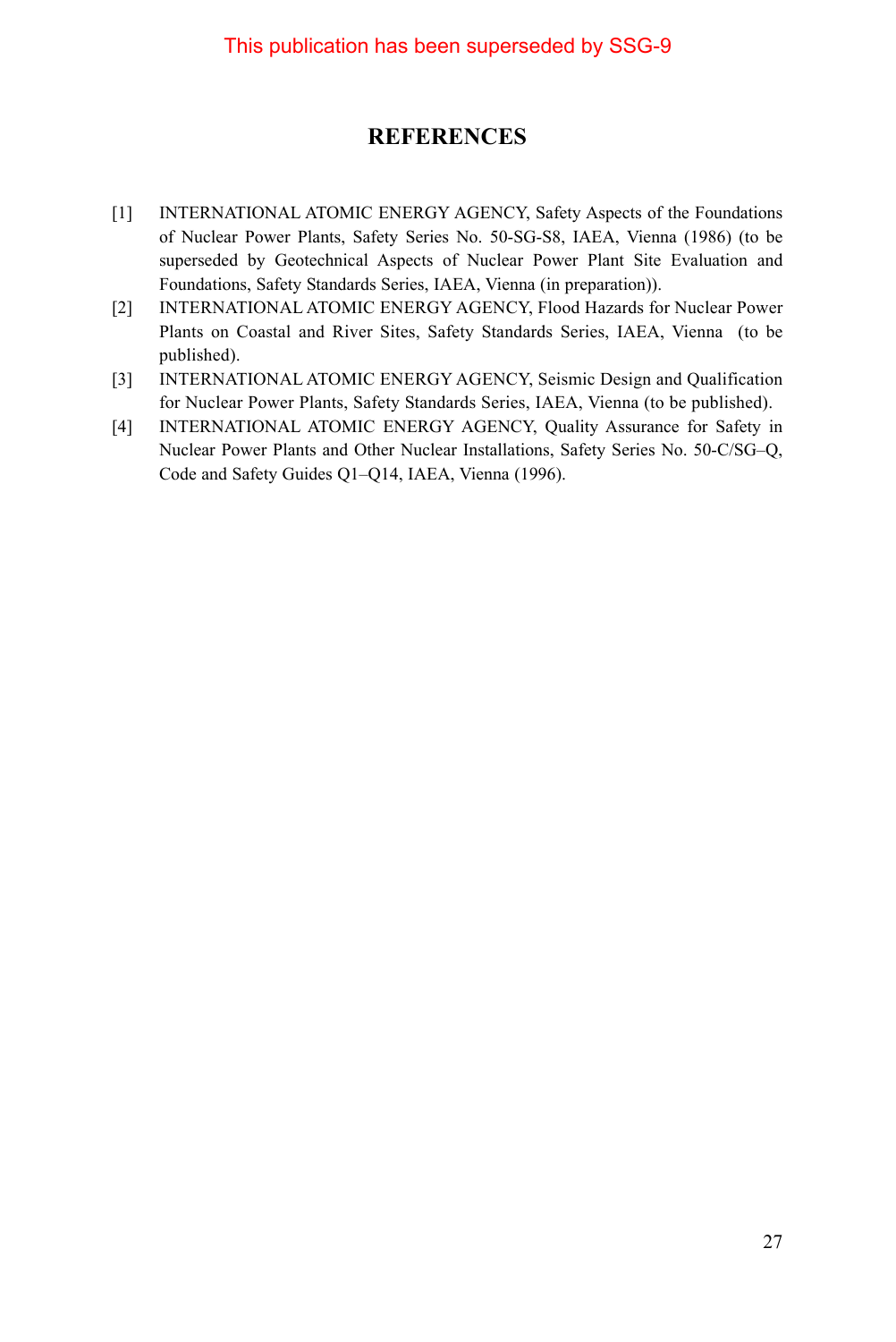This publication has been superseded by SSG-9

# REFERENCES

[1] INTERNATIONAL ATOMIC ENERGY AGENCY, Safety Aspects of the Foundations of Nuclear Power Plants, Safety Series No. 50-SG-S8, IAEA, Vienna (1986) (to be superseded by Geotechnical Aspects of Nuclear Power Plant Site Evaluation and Foundations, Safety Standards Series, IAEA, Vienna (in preparation)).

[2] INTERNATIONAL ATOMIC ENERGY AGENCY, Flood Hazards for Nuclear Power Plants on Coastal and River Sites, Safety Standards Series, IAEA, Vienna (to be published).

[3] INTERNATIONAL ATOMIC ENERGY AGENCY, Seismic Design and Qualification for Nuclear Power Plants, Safety Standards Series, IAEA, Vienna (to be published).

[4] INTERNATIONAL ATOMIC ENERGY AGENCY, Quality Assurance for Safety in Nuclear Power Plants and Other Nuclear Installations, Safety Series No. 50-C/SG–Q, Code and Safety Guides Q1–Q14, IAEA, Vienna (1996).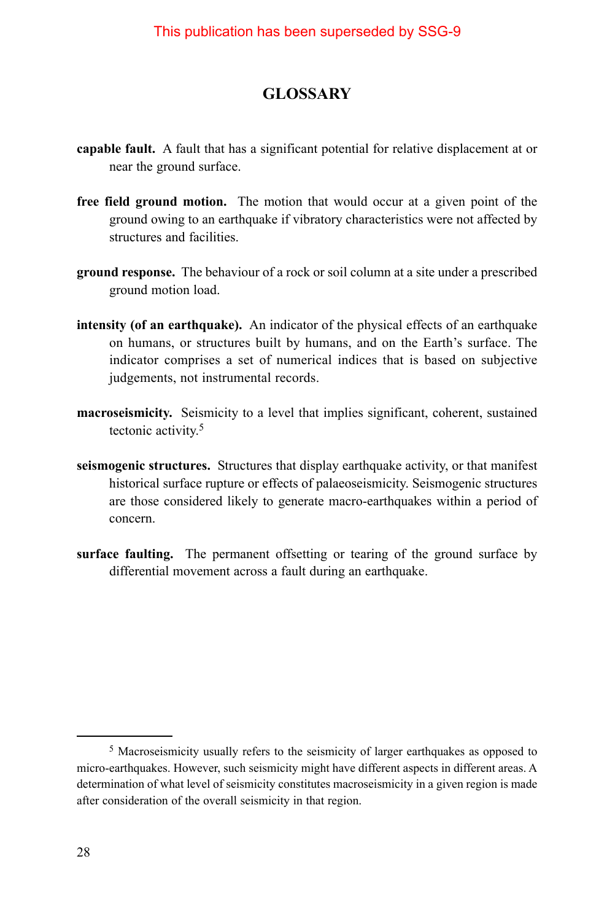This publication has been superseded by SSG-9

# GLOSSARY

**capable fault.** A fault that has a significant potential for relative displacement at or near the ground surface.

**free field ground motion.** The motion that would occur at a given point of the ground owing to an earthquake if vibratory characteristics were not affected by structures and facilities.

**ground response.** The behaviour of a rock or soil column at a site under a prescribed ground motion load.

**intensity (of an earthquake).** An indicator of the physical effects of an earthquake on humans, or structures built by humans, and on the Earth's surface. The indicator comprises a set of numerical indices that is based on subjective judgements, not instrumental records.

**macroseismicity.** Seismicity to a level that implies significant, coherent, sustained tectonic activity.[5]

**seismogenic structures.** Structures that display earthquake activity, or that manifest historical surface rupture or effects of palaeoseismicity. Seismogenic structures are those considered likely to generate macro-earthquakes within a period of concern.

**surface faulting.** The permanent offsetting or tearing of the ground surface by differential movement across a fault during an earthquake.

---

[5] Macroseismicity usually refers to the seismicity of larger earthquakes as opposed to micro-earthquakes. However, such seismicity might have different aspects in different areas. A determination of what level of seismicity constitutes macroseismicity in a given region is made after consideration of the overall seismicity in that region.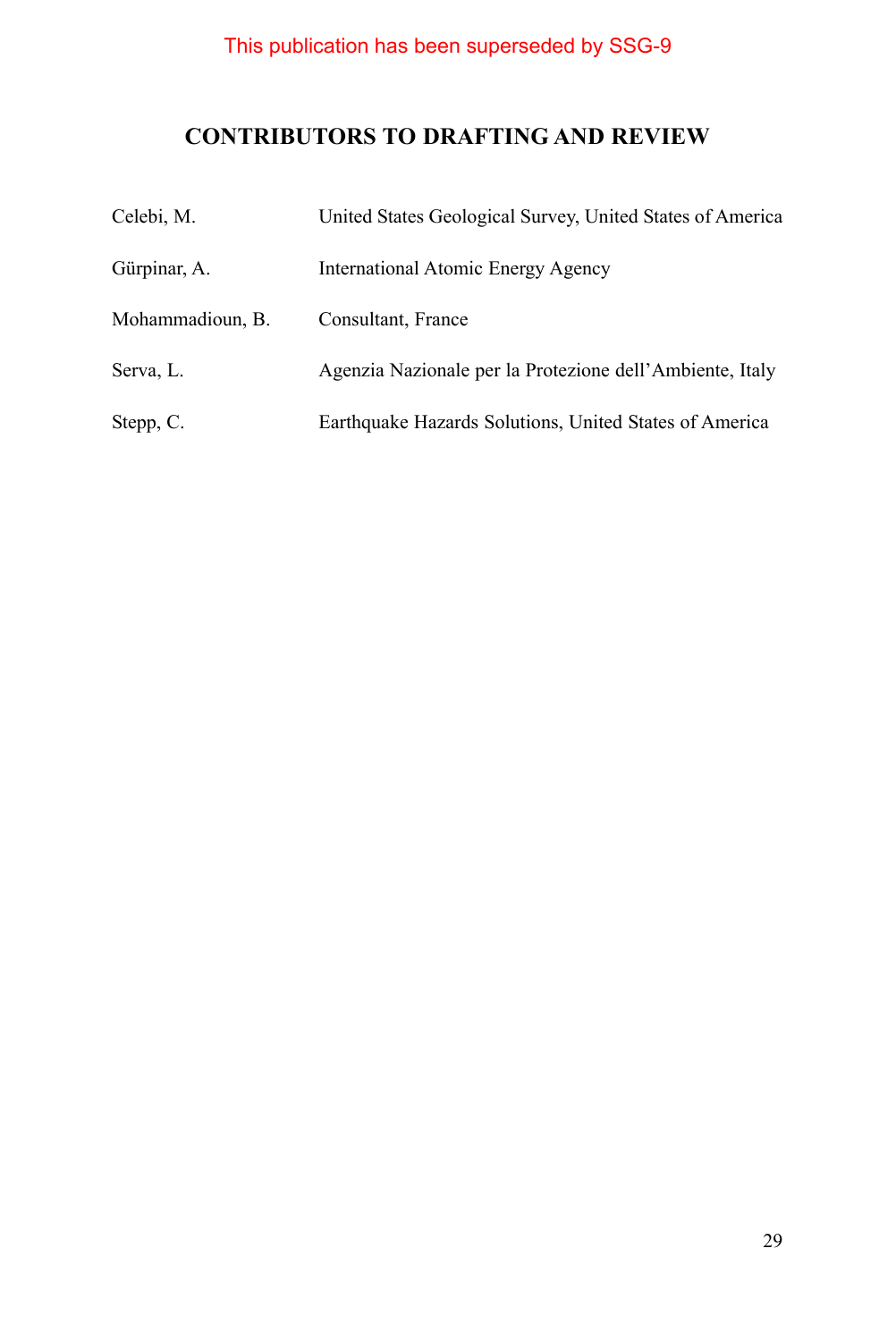This publication has been superseded by SSG-9

## CONTRIBUTORS TO DRAFTING AND REVIEW

| | |
|---|---|
| Celebi, M. | United States Geological Survey, United States of America |
| Gürpinar, A. | International Atomic Energy Agency |
| Mohammadioun, B. | Consultant, France |
| Serva, L. | Agenzia Nazionale per la Protezione dell'Ambiente, Italy |
| Stepp, C. | Earthquake Hazards Solutions, United States of America |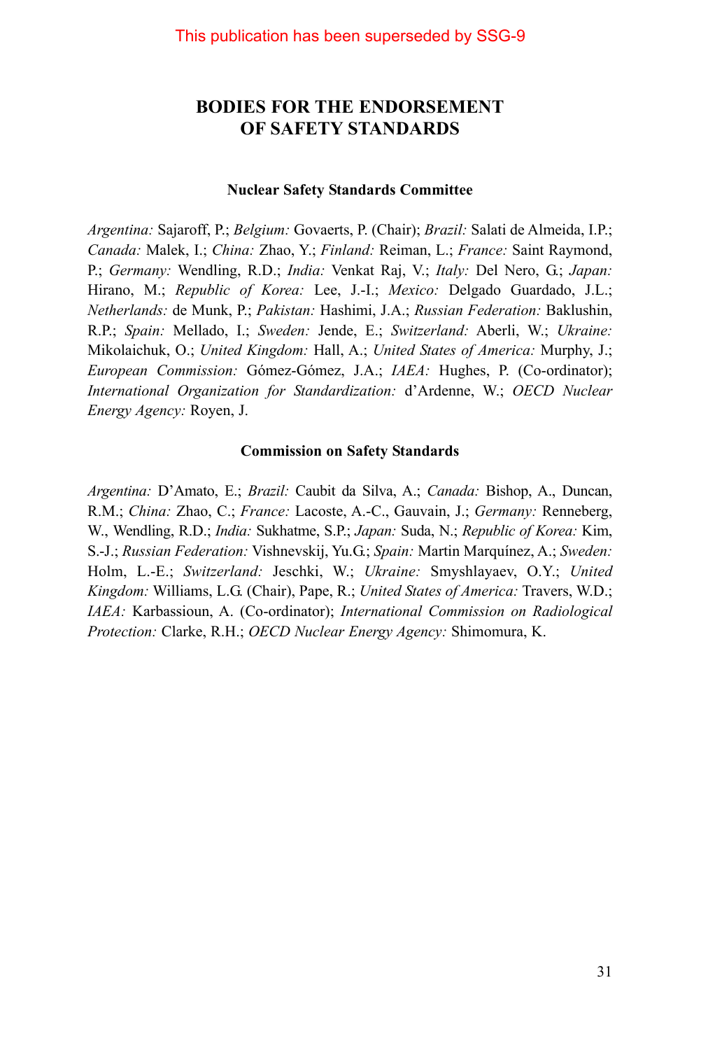This publication has been superseded by SSG-9

# BODIES FOR THE ENDORSEMENT OF SAFETY STANDARDS

### Nuclear Safety Standards Committee

*Argentina:* Sajaroff, P.; *Belgium:* Govaerts, P. (Chair); *Brazil:* Salati de Almeida, I.P.; *Canada:* Malek, I.; *China:* Zhao, Y.; *Finland:* Reiman, L.; *France:* Saint Raymond, P.; *Germany:* Wendling, R.D.; *India:* Venkat Raj, V.; *Italy:* Del Nero, G.; *Japan:* Hirano, M.; *Republic of Korea:* Lee, J.-I.; *Mexico:* Delgado Guardado, J.L.; *Netherlands:* de Munk, P.; *Pakistan:* Hashimi, J.A.; *Russian Federation:* Baklushin, R.P.; *Spain:* Mellado, I.; *Sweden:* Jende, E.; *Switzerland:* Aberli, W.; *Ukraine:* Mikolaichuk, O.; *United Kingdom:* Hall, A.; *United States of America:* Murphy, J.; *European Commission:* Gómez-Gómez, J.A.; *IAEA:* Hughes, P. (Co-ordinator); *International Organization for Standardization:* d'Ardenne, W.; *OECD Nuclear Energy Agency:* Royen, J.

### Commission on Safety Standards

*Argentina:* D'Amato, E.; *Brazil:* Caubit da Silva, A.; *Canada:* Bishop, A., Duncan, R.M.; *China:* Zhao, C.; *France:* Lacoste, A.-C., Gauvain, J.; *Germany:* Renneberg, W., Wendling, R.D.; *India:* Sukhatme, S.P.; *Japan:* Suda, N.; *Republic of Korea:* Kim, S.-J.; *Russian Federation:* Vishnevskij, Yu.G.; *Spain:* Martin Marquínez, A.; *Sweden:* Holm, L.-E.; *Switzerland:* Jeschki, W.; *Ukraine:* Smyshlayaev, O.Y.; *United Kingdom:* Williams, L.G. (Chair), Pape, R.; *United States of America:* Travers, W.D.; *IAEA:* Karbassioun, A. (Co-ordinator); *International Commission on Radiological Protection:* Clarke, R.H.; *OECD Nuclear Energy Agency:* Shimomura, K.